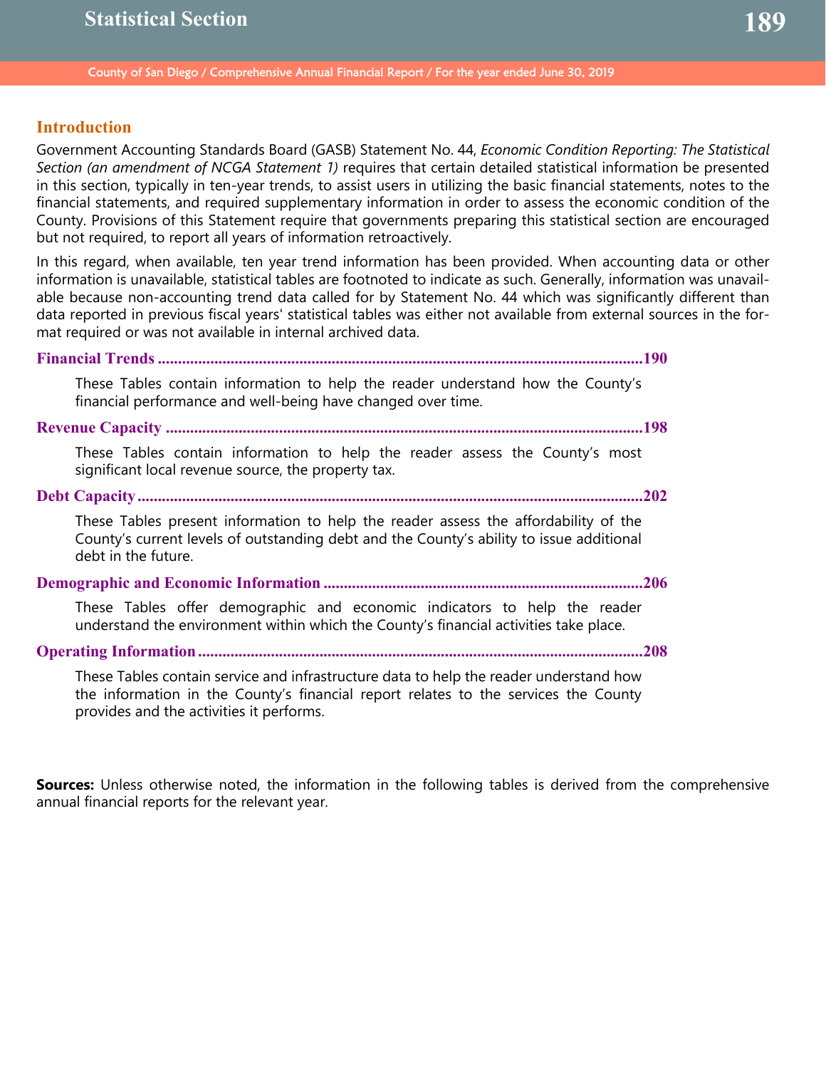# Statistical Section

## Introduction

Government Accounting Standards Board (GASB) Statement No. 44, *Economic Condition Reporting: The Statistical Section (an amendment of NCGA Statement 1)* requires that certain detailed statistical information be presented in this section, typically in ten-year trends, to assist users in utilizing the basic financial statements, notes to the financial statements, and required supplementary information in order to assess the economic condition of the County. Provisions of this Statement require that governments preparing this statistical section are encouraged but not required, to report all years of information retroactively.

In this regard, when available, ten year trend information has been provided. When accounting data or other information is unavailable, statistical tables are footnoted to indicate as such. Generally, information was unavailable because non-accounting trend data called for by Statement No. 44 which was significantly different than data reported in previous fiscal years' statistical tables was either not available from external sources in the format required or was not available in internal archived data.

**Financial Trends** ........................................................................................................................190

These Tables contain information to help the reader understand how the County's financial performance and well-being have changed over time.

**Revenue Capacity** ......................................................................................................................198

These Tables contain information to help the reader assess the County's most significant local revenue source, the property tax.

**Debt Capacity** ...........................................................................................................................202

These Tables present information to help the reader assess the affordability of the County's current levels of outstanding debt and the County's ability to issue additional debt in the future.

**Demographic and Economic Information** ...............................................................................206

These Tables offer demographic and economic indicators to help the reader understand the environment within which the County's financial activities take place.

**Operating Information** ..............................................................................................................208

These Tables contain service and infrastructure data to help the reader understand how the information in the County's financial report relates to the services the County provides and the activities it performs.

**Sources:** Unless otherwise noted, the information in the following tables is derived from the comprehensive annual financial reports for the relevant year.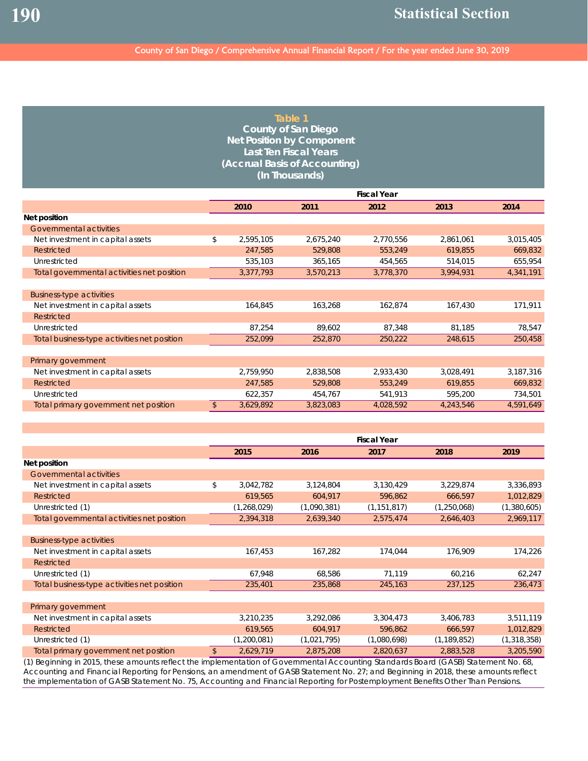## Table 1
## County of San Diego
## Net Position by Component
## Last Ten Fiscal Years
## (Accrual Basis of Accounting)
## (In Thousands)

| | Fiscal Year | | | | |
|---|---|---|---|---|---|
| | 2010 | 2011 | 2012 | 2013 | 2014 |
| **Net position** | | | | | |
| Governmental activities | | | | | |
| Net investment in capital assets | $ 2,595,105 | 2,675,240 | 2,770,556 | 2,861,061 | 3,015,405 |
| Restricted | 247,585 | 529,808 | 553,249 | 619,855 | 669,832 |
| Unrestricted | 535,103 | 365,165 | 454,565 | 514,015 | 655,954 |
| Total governmental activities net position | 3,377,793 | 3,570,213 | 3,778,370 | 3,994,931 | 4,341,191 |
| | | | | | |
| Business-type activities | | | | | |
| Net investment in capital assets | 164,845 | 163,268 | 162,874 | 167,430 | 171,911 |
| Restricted | | | | | |
| Unrestricted | 87,254 | 89,602 | 87,348 | 81,185 | 78,547 |
| Total business-type activities net position | 252,099 | 252,870 | 250,222 | 248,615 | 250,458 |
| | | | | | |
| Primary government | | | | | |
| Net investment in capital assets | 2,759,950 | 2,838,508 | 2,933,430 | 3,028,491 | 3,187,316 |
| Restricted | 247,585 | 529,808 | 553,249 | 619,855 | 669,832 |
| Unrestricted | 622,357 | 454,767 | 541,913 | 595,200 | 734,501 |
| Total primary government net position | $ 3,629,892 | 3,823,083 | 4,028,592 | 4,243,546 | 4,591,649 |

| | Fiscal Year | | | | |
|---|---|---|---|---|---|
| | 2015 | 2016 | 2017 | 2018 | 2019 |
| **Net position** | | | | | |
| Governmental activities | | | | | |
| Net investment in capital assets | $ 3,042,782 | 3,124,804 | 3,130,429 | 3,229,874 | 3,336,893 |
| Restricted | 619,565 | 604,917 | 596,862 | 666,597 | 1,012,829 |
| Unrestricted (1) | (1,268,029) | (1,090,381) | (1,151,817) | (1,250,068) | (1,380,605) |
| Total governmental activities net position | 2,394,318 | 2,639,340 | 2,575,474 | 2,646,403 | 2,969,117 |
| | | | | | |
| Business-type activities | | | | | |
| Net investment in capital assets | 167,453 | 167,282 | 174,044 | 176,909 | 174,226 |
| Restricted | | | | | |
| Unrestricted (1) | 67,948 | 68,586 | 71,119 | 60,216 | 62,247 |
| Total business-type activities net position | 235,401 | 235,868 | 245,163 | 237,125 | 236,473 |
| | | | | | |
| Primary government | | | | | |
| Net investment in capital assets | 3,210,235 | 3,292,086 | 3,304,473 | 3,406,783 | 3,511,119 |
| Restricted | 619,565 | 604,917 | 596,862 | 666,597 | 1,012,829 |
| Unrestricted (1) | (1,200,081) | (1,021,795) | (1,080,698) | (1,189,852) | (1,318,358) |
| Total primary government net position | $ 2,629,719 | 2,875,208 | 2,820,637 | 2,883,528 | 3,205,590 |

(1) Beginning in 2015, these amounts reflect the implementation of Governmental Accounting Standards Board (GASB) Statement No. 68, Accounting and Financial Reporting for Pensions, an amendment of GASB Statement No. 27; and Beginning in 2018, these amounts reflect the implementation of GASB Statement No. 75, Accounting and Financial Reporting for Postemployment Benefits Other Than Pensions.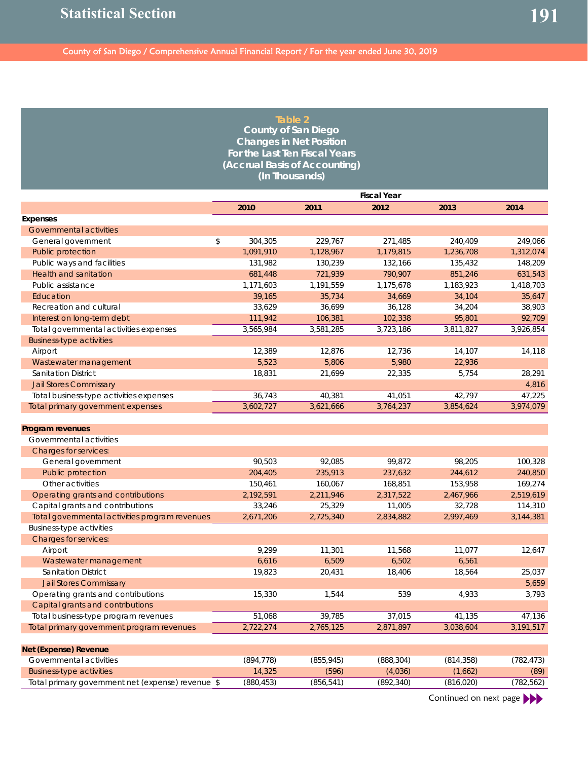# Statistical Section

**Table 2**
**County of San Diego**
**Changes in Net Position**
**For the Last Ten Fiscal Years**
**(Accrual Basis of Accounting)**
**(In Thousands)**

| | Fiscal Year | | | | |
|---|---|---|---|---|---|
| | 2010 | 2011 | 2012 | 2013 | 2014 |
| **Expenses** | | | | | |
| Governmental activities | | | | | |
| General government | $ 304,305 | 229,767 | 271,485 | 240,409 | 249,066 |
| Public protection | 1,091,910 | 1,128,967 | 1,179,815 | 1,236,708 | 1,312,074 |
| Public ways and facilities | 131,982 | 130,239 | 132,166 | 135,432 | 148,209 |
| Health and sanitation | 681,448 | 721,939 | 790,907 | 851,246 | 631,543 |
| Public assistance | 1,171,603 | 1,191,559 | 1,175,678 | 1,183,923 | 1,418,703 |
| Education | 39,165 | 35,734 | 34,669 | 34,104 | 35,647 |
| Recreation and cultural | 33,629 | 36,699 | 36,128 | 34,204 | 38,903 |
| Interest on long-term debt | 111,942 | 106,381 | 102,338 | 95,801 | 92,709 |
| Total governmental activities expenses | 3,565,984 | 3,581,285 | 3,723,186 | 3,811,827 | 3,926,854 |
| Business-type activities | | | | | |
| Airport | 12,389 | 12,876 | 12,736 | 14,107 | 14,118 |
| Wastewater management | 5,523 | 5,806 | 5,980 | 22,936 | |
| Sanitation District | 18,831 | 21,699 | 22,335 | 5,754 | 28,291 |
| Jail Stores Commissary | | | | | 4,816 |
| Total business-type activities expenses | 36,743 | 40,381 | 41,051 | 42,797 | 47,225 |
| Total primary government expenses | 3,602,727 | 3,621,666 | 3,764,237 | 3,854,624 | 3,974,079 |
| | | | | | |
| **Program revenues** | | | | | |
| Governmental activities | | | | | |
| Charges for services: | | | | | |
| General government | 90,503 | 92,085 | 99,872 | 98,205 | 100,328 |
| Public protection | 204,405 | 235,913 | 237,632 | 244,612 | 240,850 |
| Other activities | 150,461 | 160,067 | 168,851 | 153,958 | 169,274 |
| Operating grants and contributions | 2,192,591 | 2,211,946 | 2,317,522 | 2,467,966 | 2,519,619 |
| Capital grants and contributions | 33,246 | 25,329 | 11,005 | 32,728 | 114,310 |
| Total governmental activities program revenues | 2,671,206 | 2,725,340 | 2,834,882 | 2,997,469 | 3,144,381 |
| Business-type activities | | | | | |
| Charges for services: | | | | | |
| Airport | 9,299 | 11,301 | 11,568 | 11,077 | 12,647 |
| Wastewater management | 6,616 | 6,509 | 6,502 | 6,561 | |
| Sanitation District | 19,823 | 20,431 | 18,406 | 18,564 | 25,037 |
| Jail Stores Commissary | | | | | 5,659 |
| Operating grants and contributions | 15,330 | 1,544 | 539 | 4,933 | 3,793 |
| Capital grants and contributions | | | | | |
| Total business-type program revenues | 51,068 | 39,785 | 37,015 | 41,135 | 47,136 |
| Total primary government program revenues | 2,722,274 | 2,765,125 | 2,871,897 | 3,038,604 | 3,191,517 |
| | | | | | |
| **Net (Expense) Revenue** | | | | | |
| Governmental activities | (894,778) | (855,945) | (888,304) | (814,358) | (782,473) |
| Business-type activities | 14,325 | (596) | (4,036) | (1,662) | (89) |
| Total primary government net (expense) revenue | $ (880,453) | (856,541) | (892,340) | (816,020) | (782,562) |

Continued on next page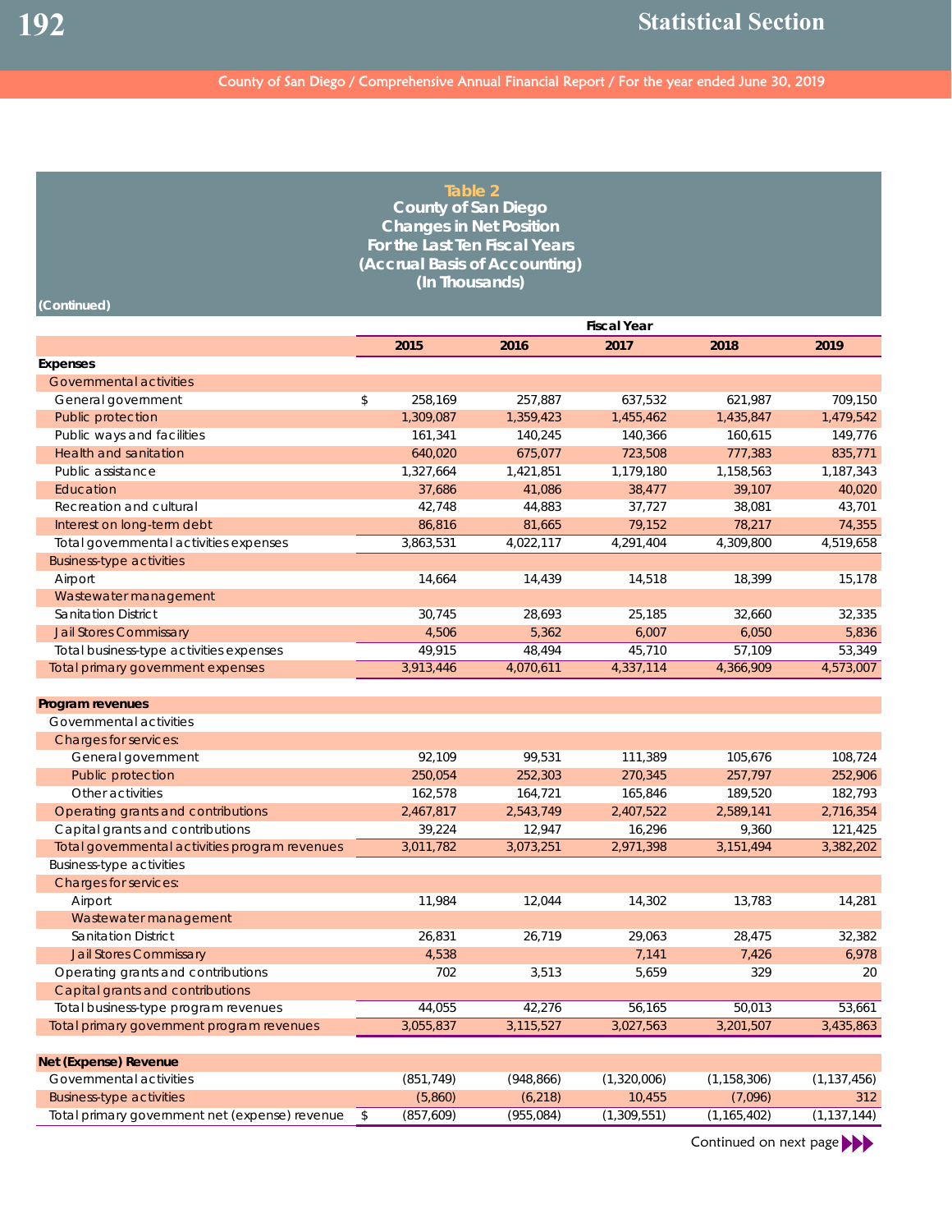## Table 2
## County of San Diego
## Changes in Net Position
## For the Last Ten Fiscal Years
## (Accrual Basis of Accounting)
## (In Thousands)

(Continued)

| | Fiscal Year | | | | |
|---|---|---|---|---|---|
| | 2015 | 2016 | 2017 | 2018 | 2019 |
| **Expenses** | | | | | |
| Governmental activities | | | | | |
| General government | $ 258,169 | 257,887 | 637,532 | 621,987 | 709,150 |
| Public protection | 1,309,087 | 1,359,423 | 1,455,462 | 1,435,847 | 1,479,542 |
| Public ways and facilities | 161,341 | 140,245 | 140,366 | 160,615 | 149,776 |
| Health and sanitation | 640,020 | 675,077 | 723,508 | 777,383 | 835,771 |
| Public assistance | 1,327,664 | 1,421,851 | 1,179,180 | 1,158,563 | 1,187,343 |
| Education | 37,686 | 41,086 | 38,477 | 39,107 | 40,020 |
| Recreation and cultural | 42,748 | 44,883 | 37,727 | 38,081 | 43,701 |
| Interest on long-term debt | 86,816 | 81,665 | 79,152 | 78,217 | 74,355 |
| Total governmental activities expenses | 3,863,531 | 4,022,117 | 4,291,404 | 4,309,800 | 4,519,658 |
| Business-type activities | | | | | |
| Airport | 14,664 | 14,439 | 14,518 | 18,399 | 15,178 |
| Wastewater management | | | | | |
| Sanitation District | 30,745 | 28,693 | 25,185 | 32,660 | 32,335 |
| Jail Stores Commissary | 4,506 | 5,362 | 6,007 | 6,050 | 5,836 |
| Total business-type activities expenses | 49,915 | 48,494 | 45,710 | 57,109 | 53,349 |
| Total primary government expenses | 3,913,446 | 4,070,611 | 4,337,114 | 4,366,909 | 4,573,007 |
| | | | | | |
| **Program revenues** | | | | | |
| Governmental activities | | | | | |
| Charges for services: | | | | | |
| General government | 92,109 | 99,531 | 111,389 | 105,676 | 108,724 |
| Public protection | 250,054 | 252,303 | 270,345 | 257,797 | 252,906 |
| Other activities | 162,578 | 164,721 | 165,846 | 189,520 | 182,793 |
| Operating grants and contributions | 2,467,817 | 2,543,749 | 2,407,522 | 2,589,141 | 2,716,354 |
| Capital grants and contributions | 39,224 | 12,947 | 16,296 | 9,360 | 121,425 |
| Total governmental activities program revenues | 3,011,782 | 3,073,251 | 2,971,398 | 3,151,494 | 3,382,202 |
| Business-type activities | | | | | |
| Charges for services: | | | | | |
| Airport | 11,984 | 12,044 | 14,302 | 13,783 | 14,281 |
| Wastewater management | | | | | |
| Sanitation District | 26,831 | 26,719 | 29,063 | 28,475 | 32,382 |
| Jail Stores Commissary | 4,538 | | 7,141 | 7,426 | 6,978 |
| Operating grants and contributions | 702 | 3,513 | 5,659 | 329 | 20 |
| Capital grants and contributions | | | | | |
| Total business-type program revenues | 44,055 | 42,276 | 56,165 | 50,013 | 53,661 |
| Total primary government program revenues | 3,055,837 | 3,115,527 | 3,027,563 | 3,201,507 | 3,435,863 |
| | | | | | |
| **Net (Expense) Revenue** | | | | | |
| Governmental activities | (851,749) | (948,866) | (1,320,006) | (1,158,306) | (1,137,456) |
| Business-type activities | (5,860) | (6,218) | 10,455 | (7,096) | 312 |
| Total primary government net (expense) revenue | $ (857,609) | (955,084) | (1,309,551) | (1,165,402) | (1,137,144) |

Continued on next page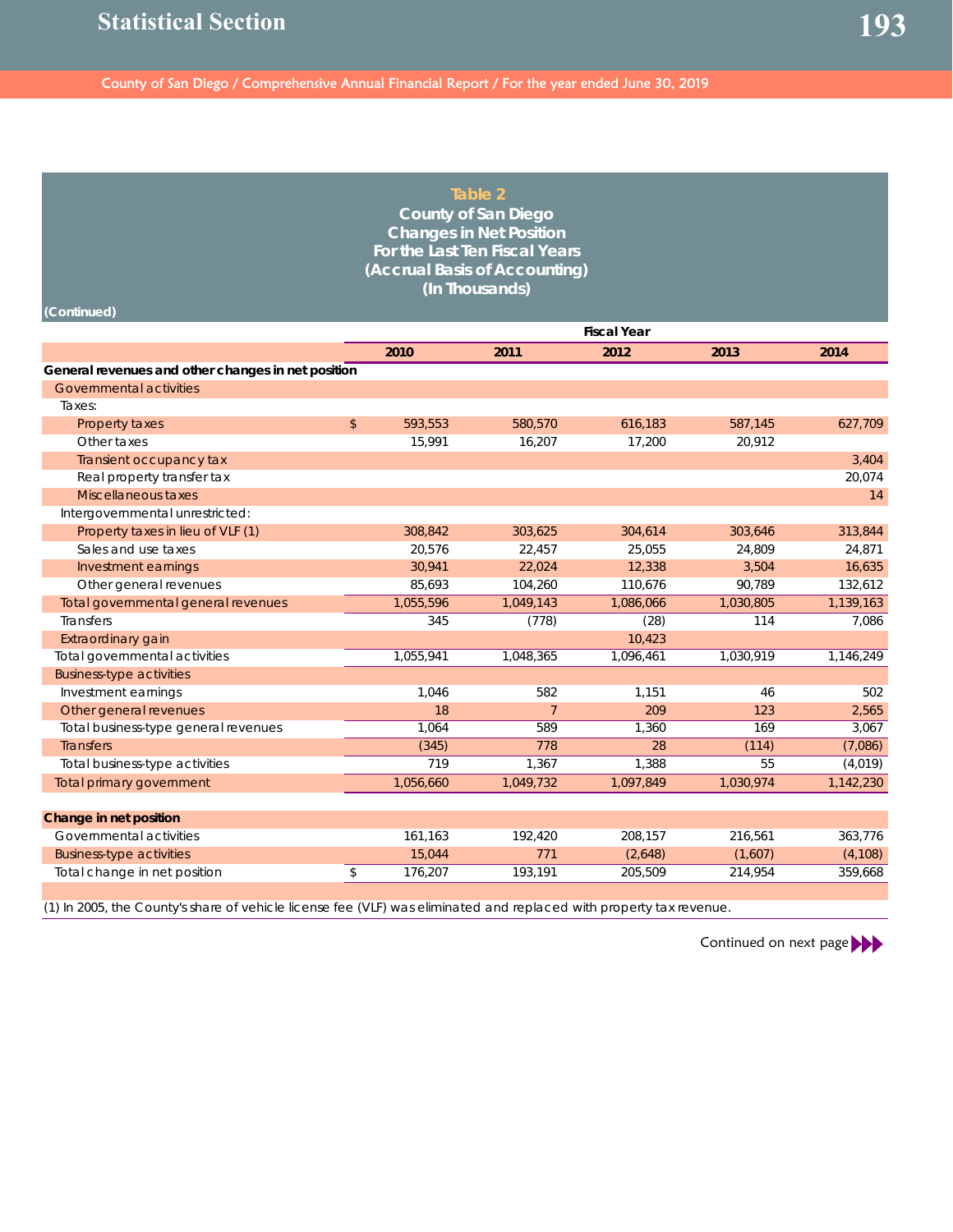## Table 2
### County of San Diego
### Changes in Net Position
### For the Last Ten Fiscal Years
### (Accrual Basis of Accounting)
### (In Thousands)

(Continued)

| | Fiscal Year | | | | |
|---|---|---|---|---|---|
| | 2010 | 2011 | 2012 | 2013 | 2014 |
| **General revenues and other changes in net position** | | | | | |
| Governmental activities | | | | | |
| Taxes: | | | | | |
| Property taxes | $ 593,553 | 580,570 | 616,183 | 587,145 | 627,709 |
| Other taxes | 15,991 | 16,207 | 17,200 | 20,912 | |
| Transient occupancy tax | | | | | 3,404 |
| Real property transfer tax | | | | | 20,074 |
| Miscellaneous taxes | | | | | 14 |
| Intergovernmental unrestricted: | | | | | |
| Property taxes in lieu of VLF (1) | 308,842 | 303,625 | 304,614 | 303,646 | 313,844 |
| Sales and use taxes | 20,576 | 22,457 | 25,055 | 24,809 | 24,871 |
| Investment earnings | 30,941 | 22,024 | 12,338 | 3,504 | 16,635 |
| Other general revenues | 85,693 | 104,260 | 110,676 | 90,789 | 132,612 |
| Total governmental general revenues | 1,055,596 | 1,049,143 | 1,086,066 | 1,030,805 | 1,139,163 |
| Transfers | 345 | (778) | (28) | 114 | 7,086 |
| Extraordinary gain | | | 10,423 | | |
| Total governmental activities | 1,055,941 | 1,048,365 | 1,096,461 | 1,030,919 | 1,146,249 |
| Business-type activities | | | | | |
| Investment earnings | 1,046 | 582 | 1,151 | 46 | 502 |
| Other general revenues | 18 | 7 | 209 | 123 | 2,565 |
| Total business-type general revenues | 1,064 | 589 | 1,360 | 169 | 3,067 |
| Transfers | (345) | 778 | 28 | (114) | (7,086) |
| Total business-type activities | 719 | 1,367 | 1,388 | 55 | (4,019) |
| Total primary government | 1,056,660 | 1,049,732 | 1,097,849 | 1,030,974 | 1,142,230 |
| | | | | | |
| **Change in net position** | | | | | |
| Governmental activities | 161,163 | 192,420 | 208,157 | 216,561 | 363,776 |
| Business-type activities | 15,044 | 771 | (2,648) | (1,607) | (4,108) |
| Total change in net position | $ 176,207 | 193,191 | 205,509 | 214,954 | 359,668 |

(1) In 2005, the County's share of vehicle license fee (VLF) was eliminated and replaced with property tax revenue.

Continued on next page ▶▶▶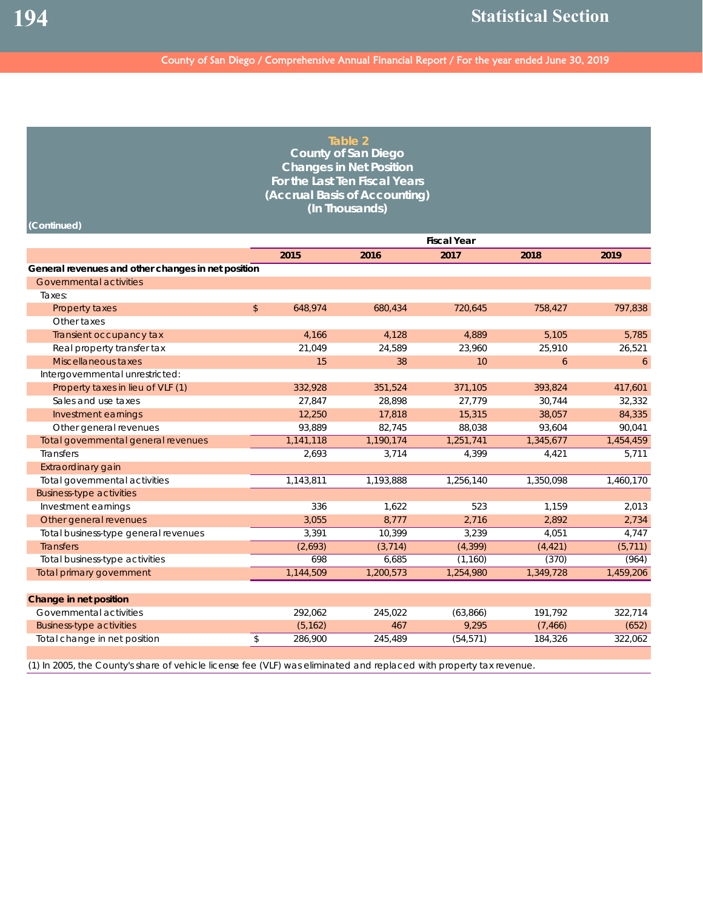## Table 2
## County of San Diego
## Changes in Net Position
## For the Last Ten Fiscal Years
## (Accrual Basis of Accounting)
## (In Thousands)

(Continued)

| | Fiscal Year | | | | |
|---|---|---|---|---|---|
| | 2015 | 2016 | 2017 | 2018 | 2019 |
| **General revenues and other changes in net position** | | | | | |
| Governmental activities | | | | | |
| Taxes: | | | | | |
| Property taxes | $ 648,974 | 680,434 | 720,645 | 758,427 | 797,838 |
| Other taxes | | | | | |
| Transient occupancy tax | 4,166 | 4,128 | 4,889 | 5,105 | 5,785 |
| Real property transfer tax | 21,049 | 24,589 | 23,960 | 25,910 | 26,521 |
| Miscellaneous taxes | 15 | 38 | 10 | 6 | 6 |
| Intergovernmental unrestricted: | | | | | |
| Property taxes in lieu of VLF (1) | 332,928 | 351,524 | 371,105 | 393,824 | 417,601 |
| Sales and use taxes | 27,847 | 28,898 | 27,779 | 30,744 | 32,332 |
| Investment earnings | 12,250 | 17,818 | 15,315 | 38,057 | 84,335 |
| Other general revenues | 93,889 | 82,745 | 88,038 | 93,604 | 90,041 |
| Total governmental general revenues | 1,141,118 | 1,190,174 | 1,251,741 | 1,345,677 | 1,454,459 |
| Transfers | 2,693 | 3,714 | 4,399 | 4,421 | 5,711 |
| Extraordinary gain | | | | | |
| Total governmental activities | 1,143,811 | 1,193,888 | 1,256,140 | 1,350,098 | 1,460,170 |
| Business-type activities | | | | | |
| Investment earnings | 336 | 1,622 | 523 | 1,159 | 2,013 |
| Other general revenues | 3,055 | 8,777 | 2,716 | 2,892 | 2,734 |
| Total business-type general revenues | 3,391 | 10,399 | 3,239 | 4,051 | 4,747 |
| Transfers | (2,693) | (3,714) | (4,399) | (4,421) | (5,711) |
| Total business-type activities | 698 | 6,685 | (1,160) | (370) | (964) |
| Total primary government | 1,144,509 | 1,200,573 | 1,254,980 | 1,349,728 | 1,459,206 |
| | | | | | |
| **Change in net position** | | | | | |
| Governmental activities | 292,062 | 245,022 | (63,866) | 191,792 | 322,714 |
| Business-type activities | (5,162) | 467 | 9,295 | (7,466) | (652) |
| Total change in net position | $ 286,900 | 245,489 | (54,571) | 184,326 | 322,062 |

(1) In 2005, the County's share of vehicle license fee (VLF) was eliminated and replaced with property tax revenue.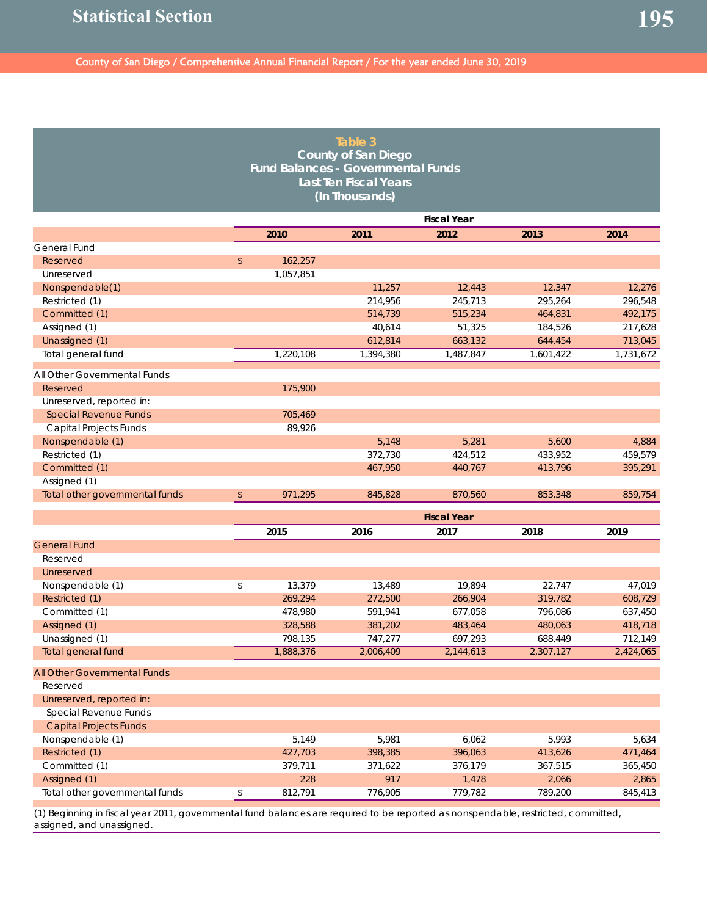## Table 3
## County of San Diego
## Fund Balances - Governmental Funds
## Last Ten Fiscal Years
## (In Thousands)

| | Fiscal Year | | | | |
|---|---|---|---|---|---|
| | 2010 | 2011 | 2012 | 2013 | 2014 |
| General Fund | | | | | |
| Reserved | $ 162,257 | | | | |
| Unreserved | 1,057,851 | | | | |
| Nonspendable(1) | | 11,257 | 12,443 | 12,347 | 12,276 |
| Restricted (1) | | 214,956 | 245,713 | 295,264 | 296,548 |
| Committed (1) | | 514,739 | 515,234 | 464,831 | 492,175 |
| Assigned (1) | | 40,614 | 51,325 | 184,526 | 217,628 |
| Unassigned (1) | | 612,814 | 663,132 | 644,454 | 713,045 |
| Total general fund | 1,220,108 | 1,394,380 | 1,487,847 | 1,601,422 | 1,731,672 |
| All Other Governmental Funds | | | | | |
| Reserved | 175,900 | | | | |
| Unreserved, reported in: | | | | | |
| Special Revenue Funds | 705,469 | | | | |
| Capital Projects Funds | 89,926 | | | | |
| Nonspendable (1) | | 5,148 | 5,281 | 5,600 | 4,884 |
| Restricted (1) | | 372,730 | 424,512 | 433,952 | 459,579 |
| Committed (1) | | 467,950 | 440,767 | 413,796 | 395,291 |
| Assigned (1) | | | | | |
| Total other governmental funds | $ 971,295 | 845,828 | 870,560 | 853,348 | 859,754 |

| | Fiscal Year | | | | |
|---|---|---|---|---|---|
| | 2015 | 2016 | 2017 | 2018 | 2019 |
| General Fund | | | | | |
| Reserved | | | | | |
| Unreserved | | | | | |
| Nonspendable (1) | $ 13,379 | 13,489 | 19,894 | 22,747 | 47,019 |
| Restricted (1) | 269,294 | 272,500 | 266,904 | 319,782 | 608,729 |
| Committed (1) | 478,980 | 591,941 | 677,058 | 796,086 | 637,450 |
| Assigned (1) | 328,588 | 381,202 | 483,464 | 480,063 | 418,718 |
| Unassigned (1) | 798,135 | 747,277 | 697,293 | 688,449 | 712,149 |
| Total general fund | 1,888,376 | 2,006,409 | 2,144,613 | 2,307,127 | 2,424,065 |
| All Other Governmental Funds | | | | | |
| Reserved | | | | | |
| Unreserved, reported in: | | | | | |
| Special Revenue Funds | | | | | |
| Capital Projects Funds | | | | | |
| Nonspendable (1) | 5,149 | 5,981 | 6,062 | 5,993 | 5,634 |
| Restricted (1) | 427,703 | 398,385 | 396,063 | 413,626 | 471,464 |
| Committed (1) | 379,711 | 371,622 | 376,179 | 367,515 | 365,450 |
| Assigned (1) | 228 | 917 | 1,478 | 2,066 | 2,865 |
| Total other governmental funds | $ 812,791 | 776,905 | 779,782 | 789,200 | 845,413 |

(1) Beginning in fiscal year 2011, governmental fund balances are required to be reported as nonspendable, restricted, committed, assigned, and unassigned.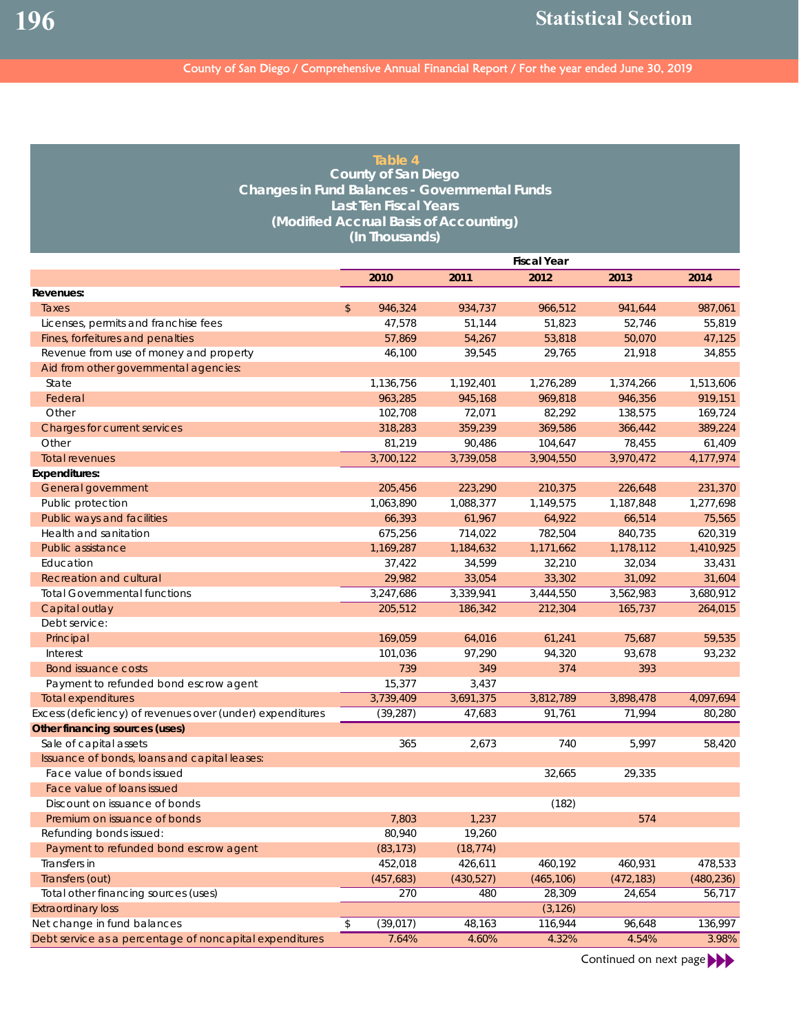## Table 4
## County of San Diego
## Changes in Fund Balances - Governmental Funds
## Last Ten Fiscal Years
## (Modified Accrual Basis of Accounting)
## (In Thousands)

| | Fiscal Year | | | | |
|---|---|---|---|---|---|
| | 2010 | 2011 | 2012 | 2013 | 2014 |
| **Revenues:** | | | | | |
| Taxes | $ 946,324 | 934,737 | 966,512 | 941,644 | 987,061 |
| Licenses, permits and franchise fees | 47,578 | 51,144 | 51,823 | 52,746 | 55,819 |
| Fines, forfeitures and penalties | 57,869 | 54,267 | 53,818 | 50,070 | 47,125 |
| Revenue from use of money and property | 46,100 | 39,545 | 29,765 | 21,918 | 34,855 |
| Aid from other governmental agencies: | | | | | |
| State | 1,136,756 | 1,192,401 | 1,276,289 | 1,374,266 | 1,513,606 |
| Federal | 963,285 | 945,168 | 969,818 | 946,356 | 919,151 |
| Other | 102,708 | 72,071 | 82,292 | 138,575 | 169,724 |
| Charges for current services | 318,283 | 359,239 | 369,586 | 366,442 | 389,224 |
| Other | 81,219 | 90,486 | 104,647 | 78,455 | 61,409 |
| Total revenues | 3,700,122 | 3,739,058 | 3,904,550 | 3,970,472 | 4,177,974 |
| **Expenditures:** | | | | | |
| General government | 205,456 | 223,290 | 210,375 | 226,648 | 231,370 |
| Public protection | 1,063,890 | 1,088,377 | 1,149,575 | 1,187,848 | 1,277,698 |
| Public ways and facilities | 66,393 | 61,967 | 64,922 | 66,514 | 75,565 |
| Health and sanitation | 675,256 | 714,022 | 782,504 | 840,735 | 620,319 |
| Public assistance | 1,169,287 | 1,184,632 | 1,171,662 | 1,178,112 | 1,410,925 |
| Education | 37,422 | 34,599 | 32,210 | 32,034 | 33,431 |
| Recreation and cultural | 29,982 | 33,054 | 33,302 | 31,092 | 31,604 |
| Total Governmental functions | 3,247,686 | 3,339,941 | 3,444,550 | 3,562,983 | 3,680,912 |
| Capital outlay | 205,512 | 186,342 | 212,304 | 165,737 | 264,015 |
| Debt service: | | | | | |
| Principal | 169,059 | 64,016 | 61,241 | 75,687 | 59,535 |
| Interest | 101,036 | 97,290 | 94,320 | 93,678 | 93,232 |
| Bond issuance costs | 739 | 349 | 374 | 393 | |
| Payment to refunded bond escrow agent | 15,377 | 3,437 | | | |
| Total expenditures | 3,739,409 | 3,691,375 | 3,812,789 | 3,898,478 | 4,097,694 |
| Excess (deficiency) of revenues over (under) expenditures | (39,287) | 47,683 | 91,761 | 71,994 | 80,280 |
| **Other financing sources (uses)** | | | | | |
| Sale of capital assets | 365 | 2,673 | 740 | 5,997 | 58,420 |
| Issuance of bonds, loans and capital leases: | | | | | |
| Face value of bonds issued | | | 32,665 | 29,335 | |
| Face value of loans issued | | | | | |
| Discount on issuance of bonds | | | (182) | | |
| Premium on issuance of bonds | 7,803 | 1,237 | | 574 | |
| Refunding bonds issued: | 80,940 | 19,260 | | | |
| Payment to refunded bond escrow agent | (83,173) | (18,774) | | | |
| Transfers in | 452,018 | 426,611 | 460,192 | 460,931 | 478,533 |
| Transfers (out) | (457,683) | (430,527) | (465,106) | (472,183) | (480,236) |
| Total other financing sources (uses) | 270 | 480 | 28,309 | 24,654 | 56,717 |
| Extraordinary loss | | | (3,126) | | |
| Net change in fund balances | $ (39,017) | 48,163 | 116,944 | 96,648 | 136,997 |
| Debt service as a percentage of noncapital expenditures | 7.64% | 4.60% | 4.32% | 4.54% | 3.98% |

Continued on next page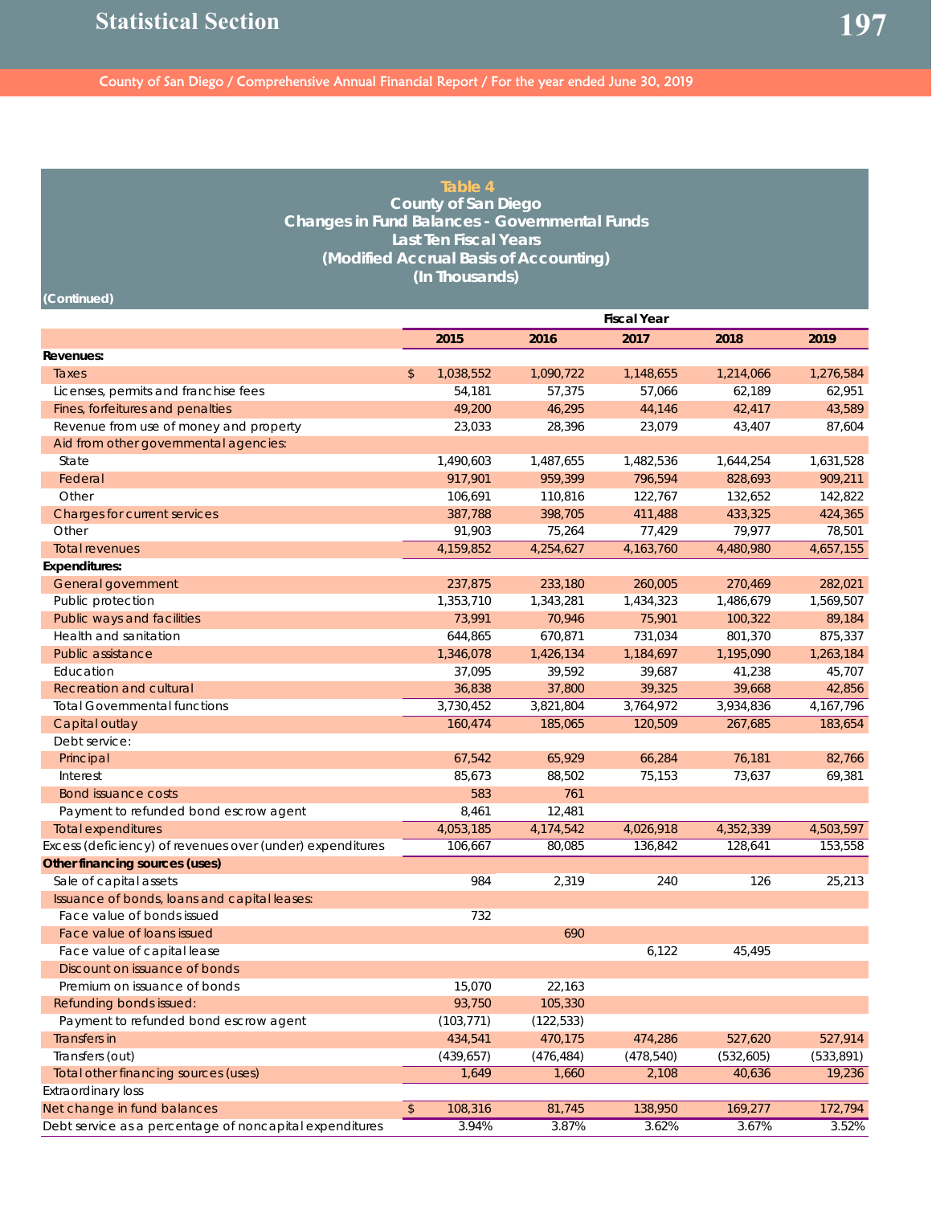## Table 4
## County of San Diego
## Changes in Fund Balances - Governmental Funds
## Last Ten Fiscal Years
## (Modified Accrual Basis of Accounting)
## (In Thousands)

(Continued)

| | Fiscal Year | | | | |
|---|---|---|---|---|---|
| | 2015 | 2016 | 2017 | 2018 | 2019 |
| **Revenues:** | | | | | |
| Taxes | $ 1,038,552 | 1,090,722 | 1,148,655 | 1,214,066 | 1,276,584 |
| Licenses, permits and franchise fees | 54,181 | 57,375 | 57,066 | 62,189 | 62,951 |
| Fines, forfeitures and penalties | 49,200 | 46,295 | 44,146 | 42,417 | 43,589 |
| Revenue from use of money and property | 23,033 | 28,396 | 23,079 | 43,407 | 87,604 |
| Aid from other governmental agencies: | | | | | |
| State | 1,490,603 | 1,487,655 | 1,482,536 | 1,644,254 | 1,631,528 |
| Federal | 917,901 | 959,399 | 796,594 | 828,693 | 909,211 |
| Other | 106,691 | 110,816 | 122,767 | 132,652 | 142,822 |
| Charges for current services | 387,788 | 398,705 | 411,488 | 433,325 | 424,365 |
| Other | 91,903 | 75,264 | 77,429 | 79,977 | 78,501 |
| Total revenues | 4,159,852 | 4,254,627 | 4,163,760 | 4,480,980 | 4,657,155 |
| **Expenditures:** | | | | | |
| General government | 237,875 | 233,180 | 260,005 | 270,469 | 282,021 |
| Public protection | 1,353,710 | 1,343,281 | 1,434,323 | 1,486,679 | 1,569,507 |
| Public ways and facilities | 73,991 | 70,946 | 75,901 | 100,322 | 89,184 |
| Health and sanitation | 644,865 | 670,871 | 731,034 | 801,370 | 875,337 |
| Public assistance | 1,346,078 | 1,426,134 | 1,184,697 | 1,195,090 | 1,263,184 |
| Education | 37,095 | 39,592 | 39,687 | 41,238 | 45,707 |
| Recreation and cultural | 36,838 | 37,800 | 39,325 | 39,668 | 42,856 |
| Total Governmental functions | 3,730,452 | 3,821,804 | 3,764,972 | 3,934,836 | 4,167,796 |
| Capital outlay | 160,474 | 185,065 | 120,509 | 267,685 | 183,654 |
| Debt service: | | | | | |
| Principal | 67,542 | 65,929 | 66,284 | 76,181 | 82,766 |
| Interest | 85,673 | 88,502 | 75,153 | 73,637 | 69,381 |
| Bond issuance costs | 583 | 761 | | | |
| Payment to refunded bond escrow agent | 8,461 | 12,481 | | | |
| Total expenditures | 4,053,185 | 4,174,542 | 4,026,918 | 4,352,339 | 4,503,597 |
| Excess (deficiency) of revenues over (under) expenditures | 106,667 | 80,085 | 136,842 | 128,641 | 153,558 |
| **Other financing sources (uses)** | | | | | |
| Sale of capital assets | 984 | 2,319 | 240 | 126 | 25,213 |
| Issuance of bonds, loans and capital leases: | | | | | |
| Face value of bonds issued | 732 | | | | |
| Face value of loans issued | | 690 | | | |
| Face value of capital lease | | | 6,122 | 45,495 | |
| Discount on issuance of bonds | | | | | |
| Premium on issuance of bonds | 15,070 | 22,163 | | | |
| Refunding bonds issued: | 93,750 | 105,330 | | | |
| Payment to refunded bond escrow agent | (103,771) | (122,533) | | | |
| Transfers in | 434,541 | 470,175 | 474,286 | 527,620 | 527,914 |
| Transfers (out) | (439,657) | (476,484) | (478,540) | (532,605) | (533,891) |
| Total other financing sources (uses) | 1,649 | 1,660 | 2,108 | 40,636 | 19,236 |
| Extraordinary loss | | | | | |
| Net change in fund balances | $ 108,316 | 81,745 | 138,950 | 169,277 | 172,794 |
| Debt service as a percentage of noncapital expenditures | 3.94% | 3.87% | 3.62% | 3.67% | 3.52% |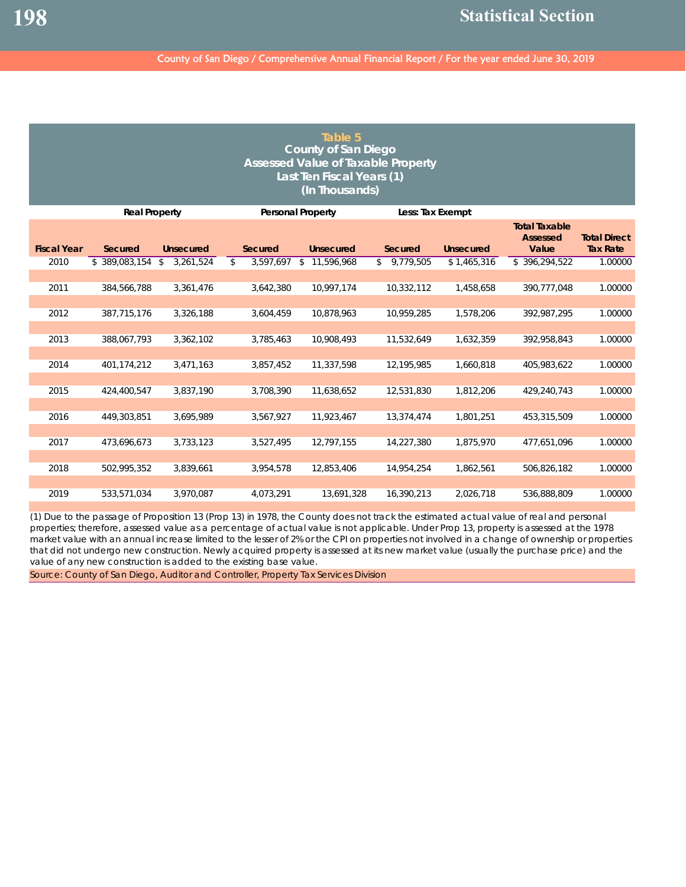## Table 5
## County of San Diego
## Assessed Value of Taxable Property
## Last Ten Fiscal Years (1)
## (In Thousands)

| | Real Property | | Personal Property | | Less: Tax Exempt | | | |
|---|---|---|---|---|---|---|---|---|
| Fiscal Year | Secured | Unsecured | Secured | Unsecured | Secured | Unsecured | Total Taxable Assessed Value | Total Direct Tax Rate |
| 2010 | $ 389,083,154 | $ 3,261,524 | $ 3,597,697 | $ 11,596,968 | $ 9,779,505 | $ 1,465,316 | $ 396,294,522 | 1.00000 |
| 2011 | 384,566,788 | 3,361,476 | 3,642,380 | 10,997,174 | 10,332,112 | 1,458,658 | 390,777,048 | 1.00000 |
| 2012 | 387,715,176 | 3,326,188 | 3,604,459 | 10,878,963 | 10,959,285 | 1,578,206 | 392,987,295 | 1.00000 |
| 2013 | 388,067,793 | 3,362,102 | 3,785,463 | 10,908,493 | 11,532,649 | 1,632,359 | 392,958,843 | 1.00000 |
| 2014 | 401,174,212 | 3,471,163 | 3,857,452 | 11,337,598 | 12,195,985 | 1,660,818 | 405,983,622 | 1.00000 |
| 2015 | 424,400,547 | 3,837,190 | 3,708,390 | 11,638,652 | 12,531,830 | 1,812,206 | 429,240,743 | 1.00000 |
| 2016 | 449,303,851 | 3,695,989 | 3,567,927 | 11,923,467 | 13,374,474 | 1,801,251 | 453,315,509 | 1.00000 |
| 2017 | 473,696,673 | 3,733,123 | 3,527,495 | 12,797,155 | 14,227,380 | 1,875,970 | 477,651,096 | 1.00000 |
| 2018 | 502,995,352 | 3,839,661 | 3,954,578 | 12,853,406 | 14,954,254 | 1,862,561 | 506,826,182 | 1.00000 |
| 2019 | 533,571,034 | 3,970,087 | 4,073,291 | 13,691,328 | 16,390,213 | 2,026,718 | 536,888,809 | 1.00000 |

(1) Due to the passage of Proposition 13 (Prop 13) in 1978, the County does not track the estimated actual value of real and personal properties; therefore, assessed value as a percentage of actual value is not applicable. Under Prop 13, property is assessed at the 1978 market value with an annual increase limited to the lesser of 2% or the CPI on properties not involved in a change of ownership or properties that did not undergo new construction. Newly acquired property is assessed at its new market value (usually the purchase price) and the value of any new construction is added to the existing base value.

Source: County of San Diego, Auditor and Controller, Property Tax Services Division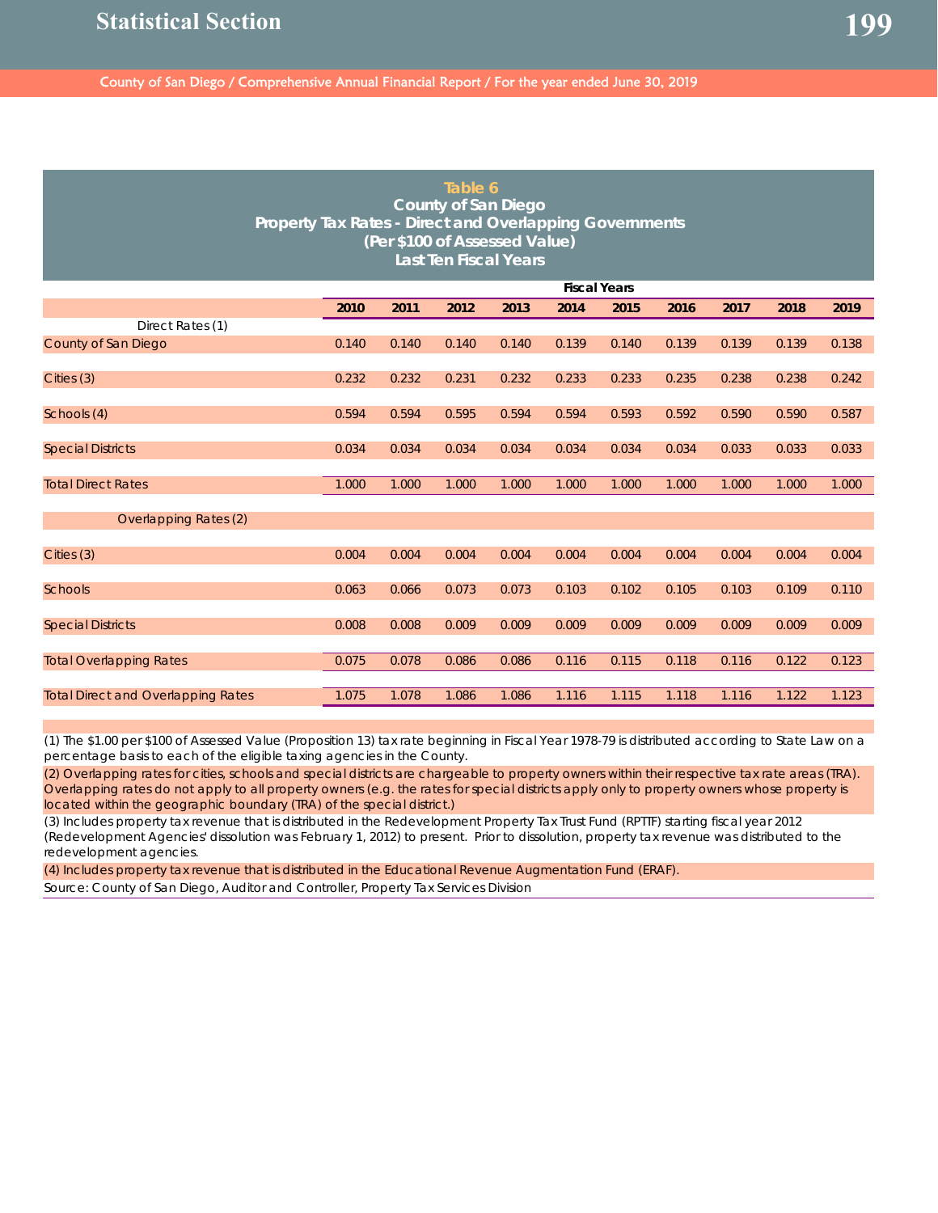# Table 6

## County of San Diego
## Property Tax Rates - Direct and Overlapping Governments
## (Per $100 of Assessed Value)
## Last Ten Fiscal Years

| | Fiscal Years | | | | | | | | | |
|---|---|---|---|---|---|---|---|---|---|---|
| | **2010** | **2011** | **2012** | **2013** | **2014** | **2015** | **2016** | **2017** | **2018** | **2019** |
| Direct Rates (1) | | | | | | | | | | |
| County of San Diego | 0.140 | 0.140 | 0.140 | 0.140 | 0.139 | 0.140 | 0.139 | 0.139 | 0.139 | 0.138 |
| Cities (3) | 0.232 | 0.232 | 0.231 | 0.232 | 0.233 | 0.233 | 0.235 | 0.238 | 0.238 | 0.242 |
| Schools (4) | 0.594 | 0.594 | 0.595 | 0.594 | 0.594 | 0.593 | 0.592 | 0.590 | 0.590 | 0.587 |
| Special Districts | 0.034 | 0.034 | 0.034 | 0.034 | 0.034 | 0.034 | 0.034 | 0.033 | 0.033 | 0.033 |
| Total Direct Rates | 1.000 | 1.000 | 1.000 | 1.000 | 1.000 | 1.000 | 1.000 | 1.000 | 1.000 | 1.000 |
| Overlapping Rates (2) | | | | | | | | | | |
| Cities (3) | 0.004 | 0.004 | 0.004 | 0.004 | 0.004 | 0.004 | 0.004 | 0.004 | 0.004 | 0.004 |
| Schools | 0.063 | 0.066 | 0.073 | 0.073 | 0.103 | 0.102 | 0.105 | 0.103 | 0.109 | 0.110 |
| Special Districts | 0.008 | 0.008 | 0.009 | 0.009 | 0.009 | 0.009 | 0.009 | 0.009 | 0.009 | 0.009 |
| Total Overlapping Rates | 0.075 | 0.078 | 0.086 | 0.086 | 0.116 | 0.115 | 0.118 | 0.116 | 0.122 | 0.123 |
| Total Direct and Overlapping Rates | 1.075 | 1.078 | 1.086 | 1.086 | 1.116 | 1.115 | 1.118 | 1.116 | 1.122 | 1.123 |

(1) The $1.00 per $100 of Assessed Value (Proposition 13) tax rate beginning in Fiscal Year 1978-79 is distributed according to State Law on a percentage basis to each of the eligible taxing agencies in the County.

(2) Overlapping rates for cities, schools and special districts are chargeable to property owners within their respective tax rate areas (TRA). Overlapping rates do not apply to all property owners (e.g. the rates for special districts apply only to property owners whose property is located within the geographic boundary (TRA) of the special district.)

(3) Includes property tax revenue that is distributed in the Redevelopment Property Tax Trust Fund (RPTTF) starting fiscal year 2012 (Redevelopment Agencies' dissolution was February 1, 2012) to present. Prior to dissolution, property tax revenue was distributed to the redevelopment agencies.

(4) Includes property tax revenue that is distributed in the Educational Revenue Augmentation Fund (ERAF).

Source: County of San Diego, Auditor and Controller, Property Tax Services Division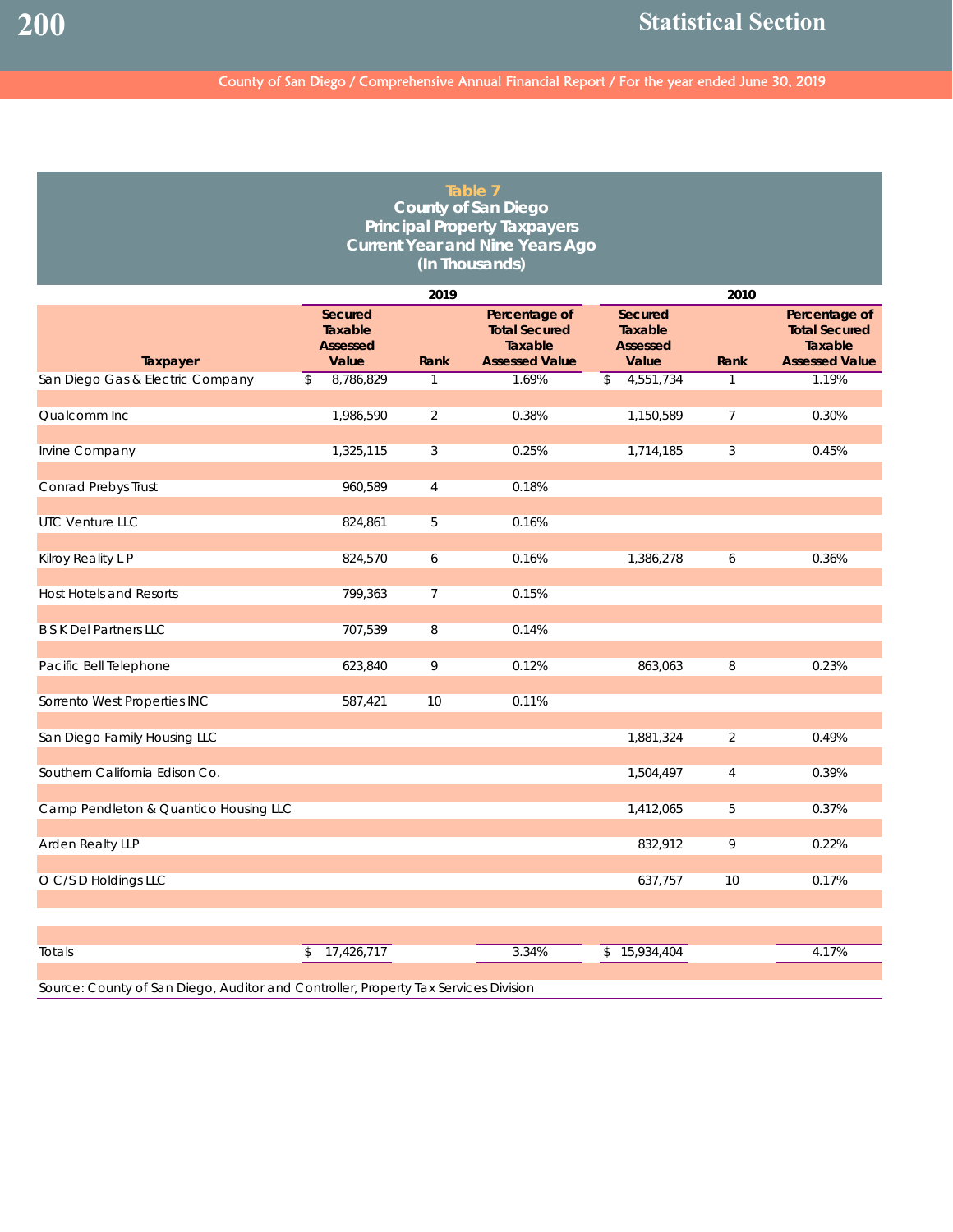## Table 7
## County of San Diego
## Principal Property Taxpayers
## Current Year and Nine Years Ago
## (In Thousands)

| | 2019 | | | 2010 | | |
|---|---|---|---|---|---|---|
| Taxpayer | Secured Taxable Assessed Value | Rank | Percentage of Total Secured Taxable Assessed Value | Secured Taxable Assessed Value | Rank | Percentage of Total Secured Taxable Assessed Value |
| San Diego Gas & Electric Company | $ 8,786,829 | 1 | 1.69% | $ 4,551,734 | 1 | 1.19% |
| Qualcomm Inc | 1,986,590 | 2 | 0.38% | 1,150,589 | 7 | 0.30% |
| Irvine Company | 1,325,115 | 3 | 0.25% | 1,714,185 | 3 | 0.45% |
| Conrad Prebys Trust | 960,589 | 4 | 0.18% | | | |
| UTC Venture LLC | 824,861 | 5 | 0.16% | | | |
| Kilroy Realty L P | 824,570 | 6 | 0.16% | 1,386,278 | 6 | 0.36% |
| Host Hotels and Resorts | 799,363 | 7 | 0.15% | | | |
| B S K Del Partners LLC | 707,539 | 8 | 0.14% | | | |
| Pacific Bell Telephone | 623,840 | 9 | 0.12% | 863,063 | 8 | 0.23% |
| Sorrento West Properties INC | 587,421 | 10 | 0.11% | | | |
| San Diego Family Housing LLC | | | | 1,881,324 | 2 | 0.49% |
| Southern California Edison Co. | | | | 1,504,497 | 4 | 0.39% |
| Camp Pendleton & Quantico Housing LLC | | | | 1,412,065 | 5 | 0.37% |
| Arden Realty LLP | | | | 832,912 | 9 | 0.22% |
| O C/S D Holdings LLC | | | | 637,757 | 10 | 0.17% |
| Totals | $ 17,426,717 | | 3.34% | $ 15,934,404 | | 4.17% |

Source: County of San Diego, Auditor and Controller, Property Tax Services Division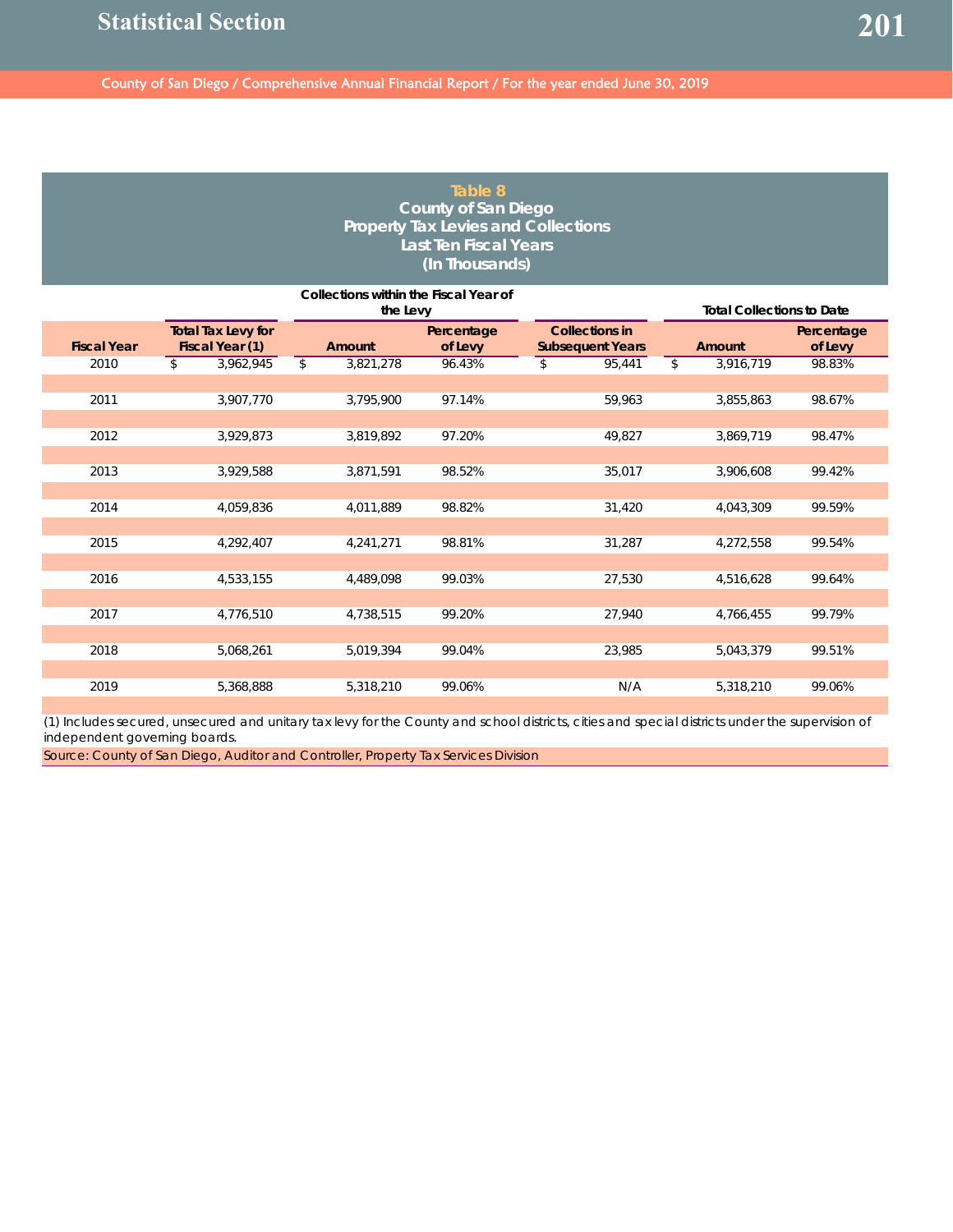## Table 8
## County of San Diego
## Property Tax Levies and Collections
## Last Ten Fiscal Years
## (In Thousands)

| | | Collections within the Fiscal Year of the Levy | | | Total Collections to Date | |
|---|---|---|---|---|---|---|
| Fiscal Year | Total Tax Levy for Fiscal Year (1) | Amount | Percentage of Levy | Collections in Subsequent Years | Amount | Percentage of Levy |
| 2010 | $ 3,962,945 | $ 3,821,278 | 96.43% | $ 95,441 | $ 3,916,719 | 98.83% |
| 2011 | 3,907,770 | 3,795,900 | 97.14% | 59,963 | 3,855,863 | 98.67% |
| 2012 | 3,929,873 | 3,819,892 | 97.20% | 49,827 | 3,869,719 | 98.47% |
| 2013 | 3,929,588 | 3,871,591 | 98.52% | 35,017 | 3,906,608 | 99.42% |
| 2014 | 4,059,836 | 4,011,889 | 98.82% | 31,420 | 4,043,309 | 99.59% |
| 2015 | 4,292,407 | 4,241,271 | 98.81% | 31,287 | 4,272,558 | 99.54% |
| 2016 | 4,533,155 | 4,489,098 | 99.03% | 27,530 | 4,516,628 | 99.64% |
| 2017 | 4,776,510 | 4,738,515 | 99.20% | 27,940 | 4,766,455 | 99.79% |
| 2018 | 5,068,261 | 5,019,394 | 99.04% | 23,985 | 5,043,379 | 99.51% |
| 2019 | 5,368,888 | 5,318,210 | 99.06% | N/A | 5,318,210 | 99.06% |

(1) Includes secured, unsecured and unitary tax levy for the County and school districts, cities and special districts under the supervision of independent governing boards.

Source: County of San Diego, Auditor and Controller, Property Tax Services Division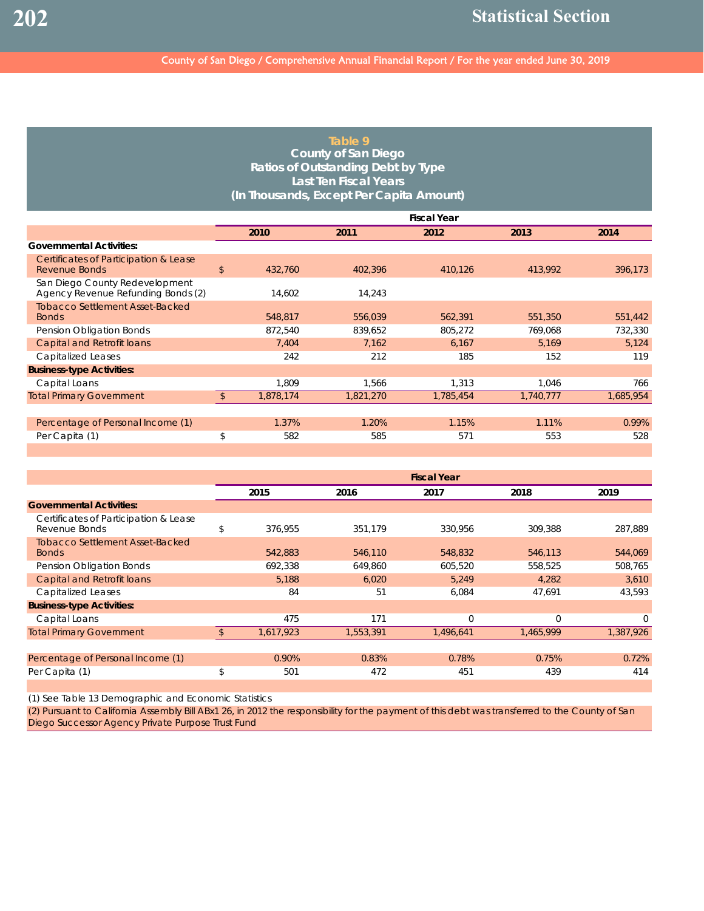## Table 9
### County of San Diego
### Ratios of Outstanding Debt by Type
### Last Ten Fiscal Years
### (In Thousands, Except Per Capita Amount)

| | Fiscal Year | | | | |
|---|---|---|---|---|---|
| | 2010 | 2011 | 2012 | 2013 | 2014 |
| **Governmental Activities:** | | | | | |
| Certificates of Participation & Lease Revenue Bonds | $ 432,760 | 402,396 | 410,126 | 413,992 | 396,173 |
| San Diego County Redevelopment Agency Revenue Refunding Bonds (2) | 14,602 | 14,243 | | | |
| Tobacco Settlement Asset-Backed Bonds | 548,817 | 556,039 | 562,391 | 551,350 | 551,442 |
| Pension Obligation Bonds | 872,540 | 839,652 | 805,272 | 769,068 | 732,330 |
| Capital and Retrofit loans | 7,404 | 7,162 | 6,167 | 5,169 | 5,124 |
| Capitalized Leases | 242 | 212 | 185 | 152 | 119 |
| **Business-type Activities:** | | | | | |
| Capital Loans | 1,809 | 1,566 | 1,313 | 1,046 | 766 |
| Total Primary Government | $ 1,878,174 | 1,821,270 | 1,785,454 | 1,740,777 | 1,685,954 |
| | | | | | |
| Percentage of Personal Income (1) | 1.37% | 1.20% | 1.15% | 1.11% | 0.99% |
| Per Capita (1) | $ 582 | 585 | 571 | 553 | 528 |

| | Fiscal Year | | | | |
|---|---|---|---|---|---|
| | 2015 | 2016 | 2017 | 2018 | 2019 |
| **Governmental Activities:** | | | | | |
| Certificates of Participation & Lease Revenue Bonds | $ 376,955 | 351,179 | 330,956 | 309,388 | 287,889 |
| Tobacco Settlement Asset-Backed Bonds | 542,883 | 546,110 | 548,832 | 546,113 | 544,069 |
| Pension Obligation Bonds | 692,338 | 649,860 | 605,520 | 558,525 | 508,765 |
| Capital and Retrofit loans | 5,188 | 6,020 | 5,249 | 4,282 | 3,610 |
| Capitalized Leases | 84 | 51 | 6,084 | 47,691 | 43,593 |
| **Business-type Activities:** | | | | | |
| Capital Loans | 475 | 171 | 0 | 0 | 0 |
| Total Primary Government | $ 1,617,923 | 1,553,391 | 1,496,641 | 1,465,999 | 1,387,926 |
| | | | | | |
| Percentage of Personal Income (1) | 0.90% | 0.83% | 0.78% | 0.75% | 0.72% |
| Per Capita (1) | $ 501 | 472 | 451 | 439 | 414 |

(1) See Table 13 Demographic and Economic Statistics

(2) Pursuant to California Assembly Bill ABx1 26, in 2012 the responsibility for the payment of this debt was transferred to the County of San Diego Successor Agency Private Purpose Trust Fund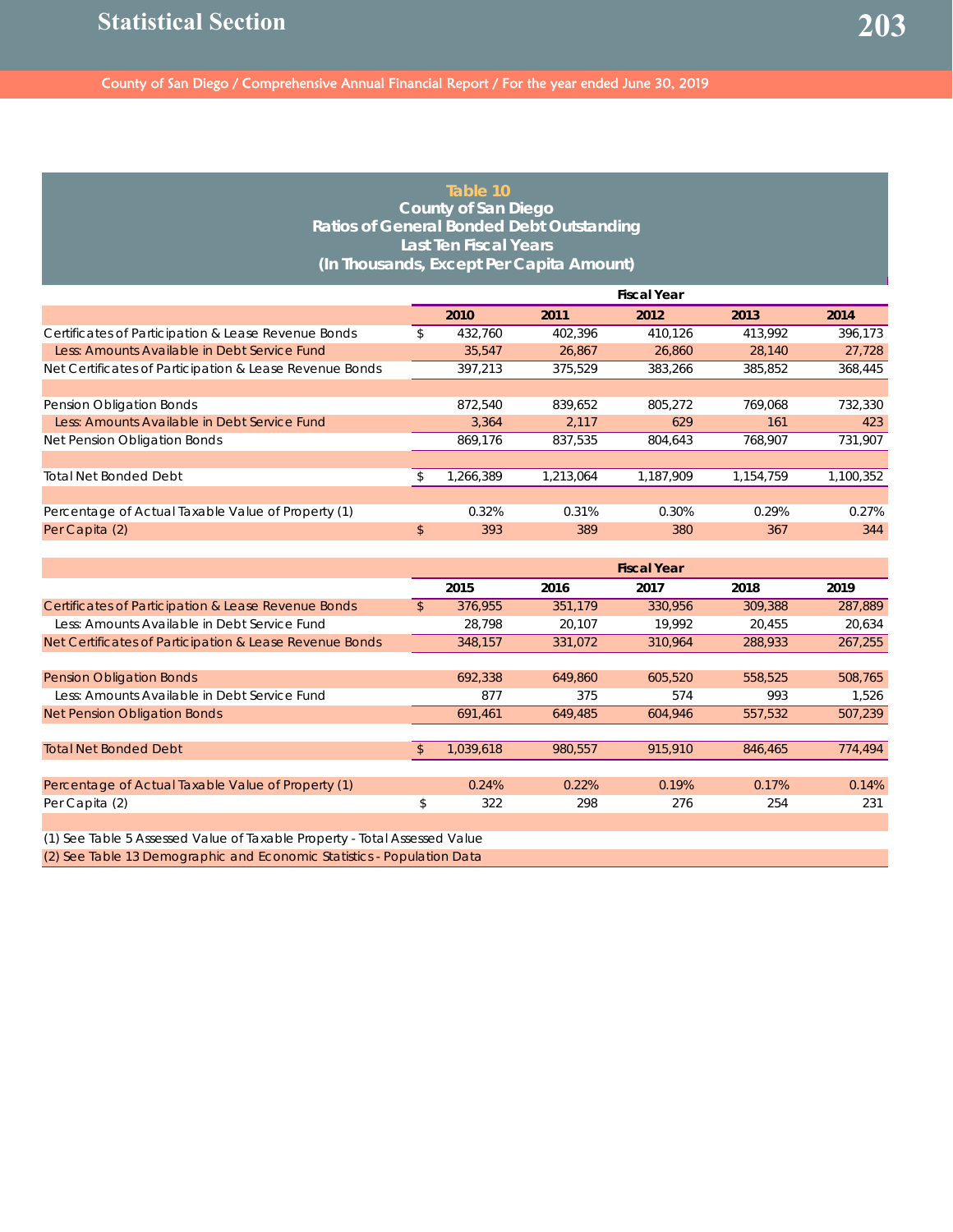## Table 10
## County of San Diego
## Ratios of General Bonded Debt Outstanding
## Last Ten Fiscal Years
## (In Thousands, Except Per Capita Amount)

| | Fiscal Year | | | | |
|---|---|---|---|---|---|
| | 2010 | 2011 | 2012 | 2013 | 2014 |
| Certificates of Participation & Lease Revenue Bonds | $ 432,760 | 402,396 | 410,126 | 413,992 | 396,173 |
| Less: Amounts Available in Debt Service Fund | 35,547 | 26,867 | 26,860 | 28,140 | 27,728 |
| Net Certificates of Participation & Lease Revenue Bonds | 397,213 | 375,529 | 383,266 | 385,852 | 368,445 |
| | | | | | |
| Pension Obligation Bonds | 872,540 | 839,652 | 805,272 | 769,068 | 732,330 |
| Less: Amounts Available in Debt Service Fund | 3,364 | 2,117 | 629 | 161 | 423 |
| Net Pension Obligation Bonds | 869,176 | 837,535 | 804,643 | 768,907 | 731,907 |
| | | | | | |
| Total Net Bonded Debt | $ 1,266,389 | 1,213,064 | 1,187,909 | 1,154,759 | 1,100,352 |
| | | | | | |
| Percentage of Actual Taxable Value of Property (1) | 0.32% | 0.31% | 0.30% | 0.29% | 0.27% |
| Per Capita (2) | $ 393 | 389 | 380 | 367 | 344 |

| | Fiscal Year | | | | |
|---|---|---|---|---|---|
| | 2015 | 2016 | 2017 | 2018 | 2019 |
| Certificates of Participation & Lease Revenue Bonds | $ 376,955 | 351,179 | 330,956 | 309,388 | 287,889 |
| Less: Amounts Available in Debt Service Fund | 28,798 | 20,107 | 19,992 | 20,455 | 20,634 |
| Net Certificates of Participation & Lease Revenue Bonds | 348,157 | 331,072 | 310,964 | 288,933 | 267,255 |
| | | | | | |
| Pension Obligation Bonds | 692,338 | 649,860 | 605,520 | 558,525 | 508,765 |
| Less: Amounts Available in Debt Service Fund | 877 | 375 | 574 | 993 | 1,526 |
| Net Pension Obligation Bonds | 691,461 | 649,485 | 604,946 | 557,532 | 507,239 |
| | | | | | |
| Total Net Bonded Debt | $ 1,039,618 | 980,557 | 915,910 | 846,465 | 774,494 |
| | | | | | |
| Percentage of Actual Taxable Value of Property (1) | 0.24% | 0.22% | 0.19% | 0.17% | 0.14% |
| Per Capita (2) | $ 322 | 298 | 276 | 254 | 231 |

(1) See Table 5 Assessed Value of Taxable Property - Total Assessed Value

(2) See Table 13 Demographic and Economic Statistics - Population Data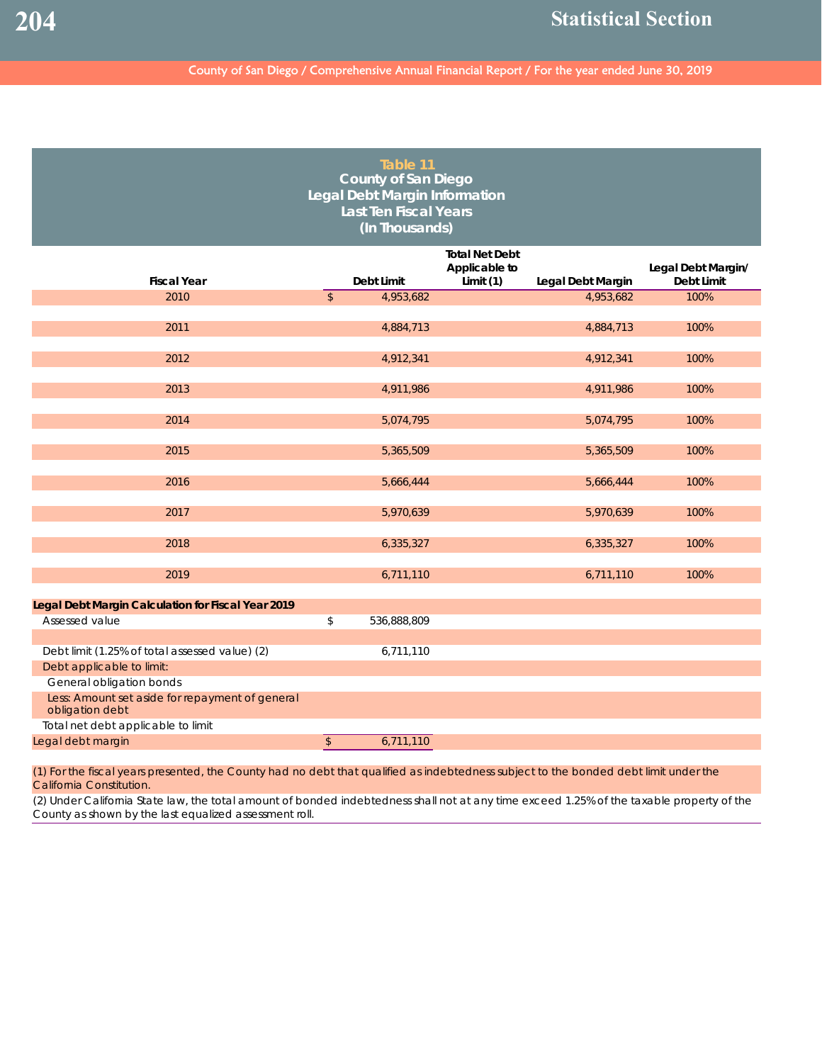## Table 11
## County of San Diego
## Legal Debt Margin Information
## Last Ten Fiscal Years
## (In Thousands)

| Fiscal Year | Debt Limit | Total Net Debt Applicable to Limit (1) | Legal Debt Margin | Legal Debt Margin/ Debt Limit |
|---|---|---|---|---|
| 2010 | $ 4,953,682 | | 4,953,682 | 100% |
| 2011 | 4,884,713 | | 4,884,713 | 100% |
| 2012 | 4,912,341 | | 4,912,341 | 100% |
| 2013 | 4,911,986 | | 4,911,986 | 100% |
| 2014 | 5,074,795 | | 5,074,795 | 100% |
| 2015 | 5,365,509 | | 5,365,509 | 100% |
| 2016 | 5,666,444 | | 5,666,444 | 100% |
| 2017 | 5,970,639 | | 5,970,639 | 100% |
| 2018 | 6,335,327 | | 6,335,327 | 100% |
| 2019 | 6,711,110 | | 6,711,110 | 100% |

**Legal Debt Margin Calculation for Fiscal Year 2019**

| | |
|---|---|
| Assessed value | $ 536,888,809 |
| Debt limit (1.25% of total assessed value) (2) | 6,711,110 |
| Debt applicable to limit: | |
| General obligation bonds | |
| Less: Amount set aside for repayment of general obligation debt | |
| Total net debt applicable to limit | |
| Legal debt margin | $ 6,711,110 |

(1) For the fiscal years presented, the County had no debt that qualified as indebtedness subject to the bonded debt limit under the California Constitution.

(2) Under California State law, the total amount of bonded indebtedness shall not at any time exceed 1.25% of the taxable property of the County as shown by the last equalized assessment roll.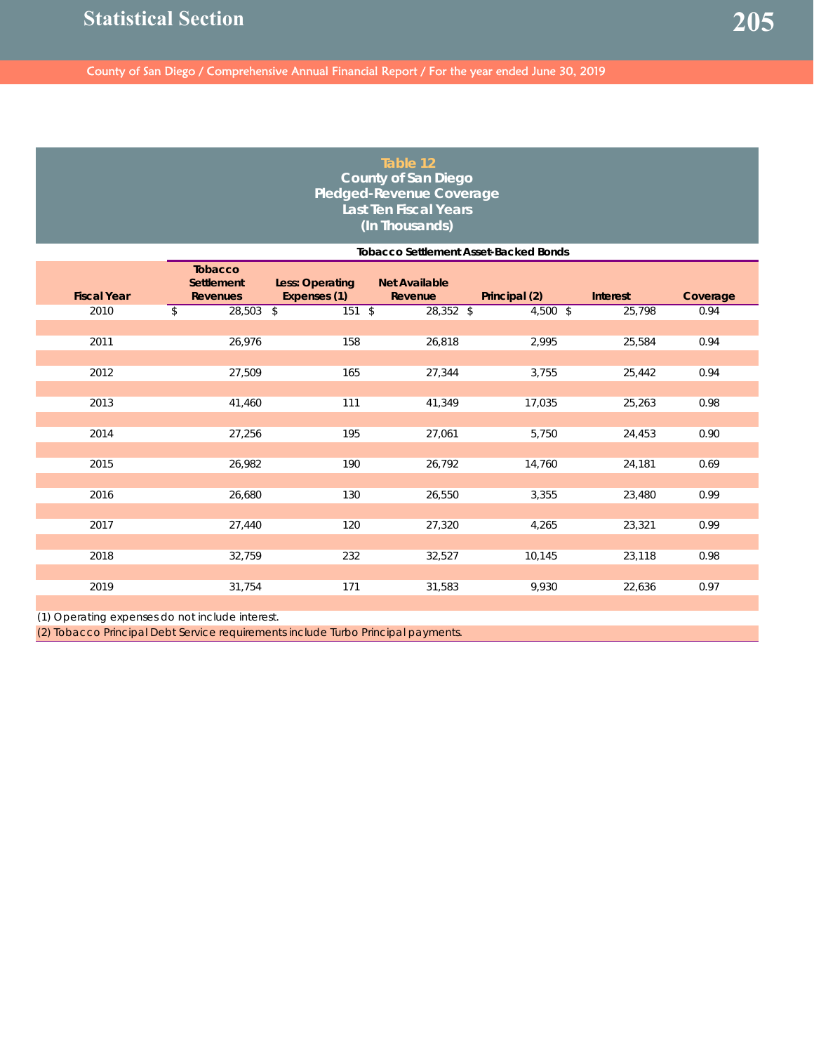# Table 12
## County of San Diego
## Pledged-Revenue Coverage
## Last Ten Fiscal Years
## (In Thousands)

| | Tobacco Settlement Asset-Backed Bonds | | | | | |
|---|---|---|---|---|---|---|
| Fiscal Year | Tobacco Settlement Revenues | Less: Operating Expenses (1) | Net Available Revenue | Principal (2) | Interest | Coverage |
| 2010 | $ 28,503 | $ 151 | $ 28,352 | $ 4,500 | $ 25,798 | 0.94 |
| 2011 | 26,976 | 158 | 26,818 | 2,995 | 25,584 | 0.94 |
| 2012 | 27,509 | 165 | 27,344 | 3,755 | 25,442 | 0.94 |
| 2013 | 41,460 | 111 | 41,349 | 17,035 | 25,263 | 0.98 |
| 2014 | 27,256 | 195 | 27,061 | 5,750 | 24,453 | 0.90 |
| 2015 | 26,982 | 190 | 26,792 | 14,760 | 24,181 | 0.69 |
| 2016 | 26,680 | 130 | 26,550 | 3,355 | 23,480 | 0.99 |
| 2017 | 27,440 | 120 | 27,320 | 4,265 | 23,321 | 0.99 |
| 2018 | 32,759 | 232 | 32,527 | 10,145 | 23,118 | 0.98 |
| 2019 | 31,754 | 171 | 31,583 | 9,930 | 22,636 | 0.97 |

(1) Operating expenses do not include interest.

(2) Tobacco Principal Debt Service requirements include Turbo Principal payments.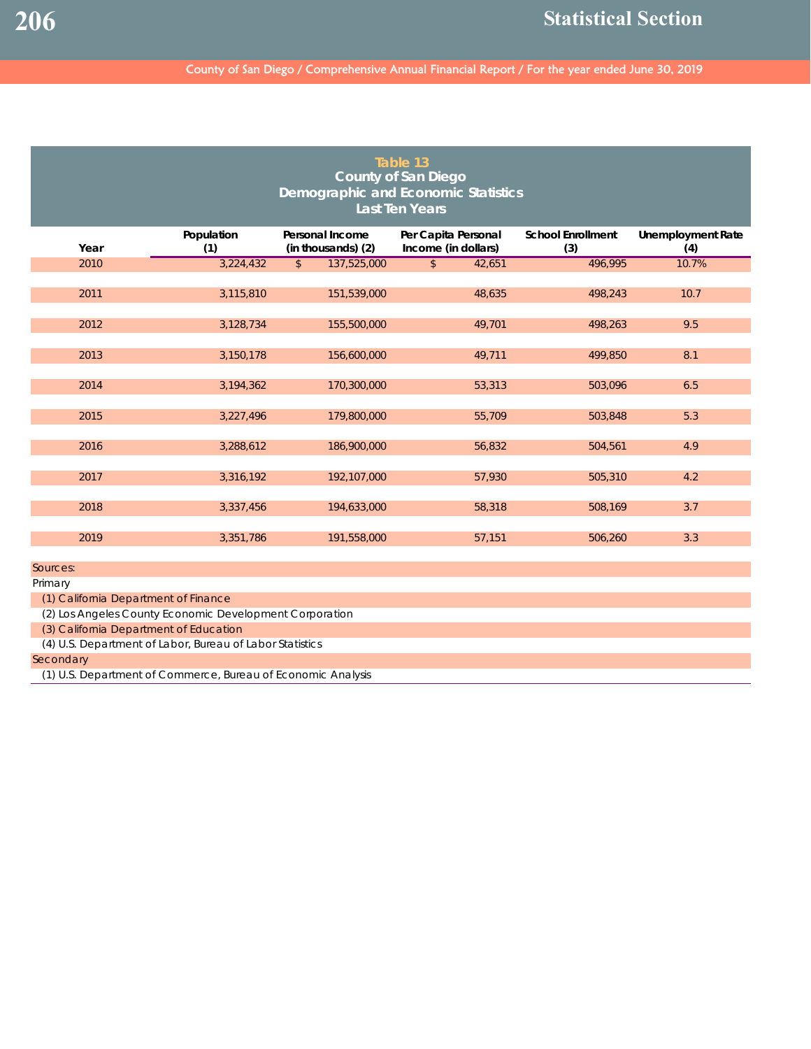## Table 13
## County of San Diego
## Demographic and Economic Statistics
## Last Ten Years

| Year | Population (1) | Personal Income (in thousands) (2) | Per Capita Personal Income (in dollars) | School Enrollment (3) | Unemployment Rate (4) |
|---|---|---|---|---|---|
| 2010 | 3,224,432 | $ 137,525,000 | $ 42,651 | 496,995 | 10.7% |
| 2011 | 3,115,810 | 151,539,000 | 48,635 | 498,243 | 10.7 |
| 2012 | 3,128,734 | 155,500,000 | 49,701 | 498,263 | 9.5 |
| 2013 | 3,150,178 | 156,600,000 | 49,711 | 499,850 | 8.1 |
| 2014 | 3,194,362 | 170,300,000 | 53,313 | 503,096 | 6.5 |
| 2015 | 3,227,496 | 179,800,000 | 55,709 | 503,848 | 5.3 |
| 2016 | 3,288,612 | 186,900,000 | 56,832 | 504,561 | 4.9 |
| 2017 | 3,316,192 | 192,107,000 | 57,930 | 505,310 | 4.2 |
| 2018 | 3,337,456 | 194,633,000 | 58,318 | 508,169 | 3.7 |
| 2019 | 3,351,786 | 191,558,000 | 57,151 | 506,260 | 3.3 |

Sources:

Primary

(1) California Department of Finance

(2) Los Angeles County Economic Development Corporation

(3) California Department of Education

(4) U.S. Department of Labor, Bureau of Labor Statistics

Secondary

(1) U.S. Department of Commerce, Bureau of Economic Analysis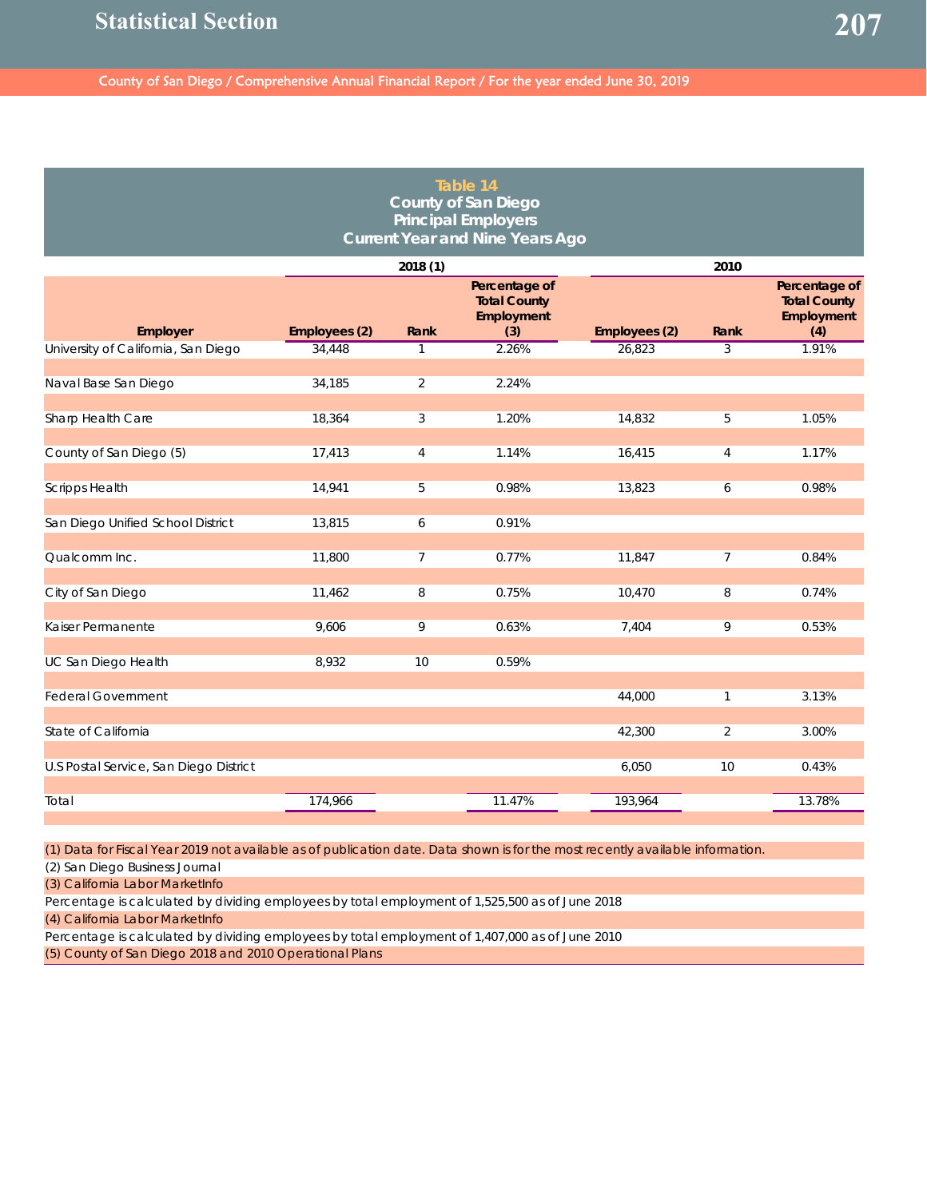## Table 14
## County of San Diego
## Principal Employers
## Current Year and Nine Years Ago

| Employer | 2018 (1) Employees (2) | Rank | Percentage of Total County Employment (3) | 2010 Employees (2) | Rank | Percentage of Total County Employment (4) |
|---|---|---|---|---|---|---|
| University of California, San Diego | 34,448 | 1 | 2.26% | 26,823 | 3 | 1.91% |
| Naval Base San Diego | 34,185 | 2 | 2.24% | | | |
| Sharp Health Care | 18,364 | 3 | 1.20% | 14,832 | 5 | 1.05% |
| County of San Diego (5) | 17,413 | 4 | 1.14% | 16,415 | 4 | 1.17% |
| Scripps Health | 14,941 | 5 | 0.98% | 13,823 | 6 | 0.98% |
| San Diego Unified School District | 13,815 | 6 | 0.91% | | | |
| Qualcomm Inc. | 11,800 | 7 | 0.77% | 11,847 | 7 | 0.84% |
| City of San Diego | 11,462 | 8 | 0.75% | 10,470 | 8 | 0.74% |
| Kaiser Permanente | 9,606 | 9 | 0.63% | 7,404 | 9 | 0.53% |
| UC San Diego Health | 8,932 | 10 | 0.59% | | | |
| Federal Government | | | | 44,000 | 1 | 3.13% |
| State of California | | | | 42,300 | 2 | 3.00% |
| U.S Postal Service, San Diego District | | | | 6,050 | 10 | 0.43% |
| Total | 174,966 | | 11.47% | 193,964 | | 13.78% |

(1) Data for Fiscal Year 2019 not available as of publication date. Data shown is for the most recently available information.
(2) San Diego Business Journal
(3) California Labor MarketInfo
Percentage is calculated by dividing employees by total employment of 1,525,500 as of June 2018
(4) California Labor MarketInfo
Percentage is calculated by dividing employees by total employment of 1,407,000 as of June 2010
(5) County of San Diego 2018 and 2010 Operational Plans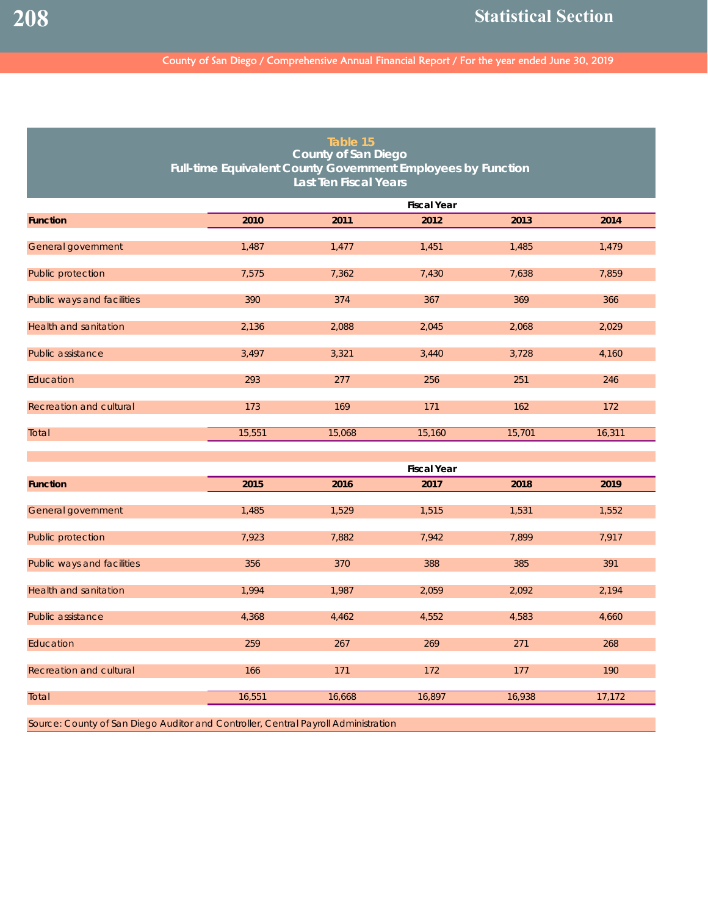## Table 15
## County of San Diego
## Full-time Equivalent County Government Employees by Function
## Last Ten Fiscal Years

| | Fiscal Year | | | | |
|---|---|---|---|---|---|
| **Function** | **2010** | **2011** | **2012** | **2013** | **2014** |
| General government | 1,487 | 1,477 | 1,451 | 1,485 | 1,479 |
| Public protection | 7,575 | 7,362 | 7,430 | 7,638 | 7,859 |
| Public ways and facilities | 390 | 374 | 367 | 369 | 366 |
| Health and sanitation | 2,136 | 2,088 | 2,045 | 2,068 | 2,029 |
| Public assistance | 3,497 | 3,321 | 3,440 | 3,728 | 4,160 |
| Education | 293 | 277 | 256 | 251 | 246 |
| Recreation and cultural | 173 | 169 | 171 | 162 | 172 |
| Total | 15,551 | 15,068 | 15,160 | 15,701 | 16,311 |

| | Fiscal Year | | | | |
|---|---|---|---|---|---|
| **Function** | **2015** | **2016** | **2017** | **2018** | **2019** |
| General government | 1,485 | 1,529 | 1,515 | 1,531 | 1,552 |
| Public protection | 7,923 | 7,882 | 7,942 | 7,899 | 7,917 |
| Public ways and facilities | 356 | 370 | 388 | 385 | 391 |
| Health and sanitation | 1,994 | 1,987 | 2,059 | 2,092 | 2,194 |
| Public assistance | 4,368 | 4,462 | 4,552 | 4,583 | 4,660 |
| Education | 259 | 267 | 269 | 271 | 268 |
| Recreation and cultural | 166 | 171 | 172 | 177 | 190 |
| Total | 16,551 | 16,668 | 16,897 | 16,938 | 17,172 |

Source: County of San Diego Auditor and Controller, Central Payroll Administration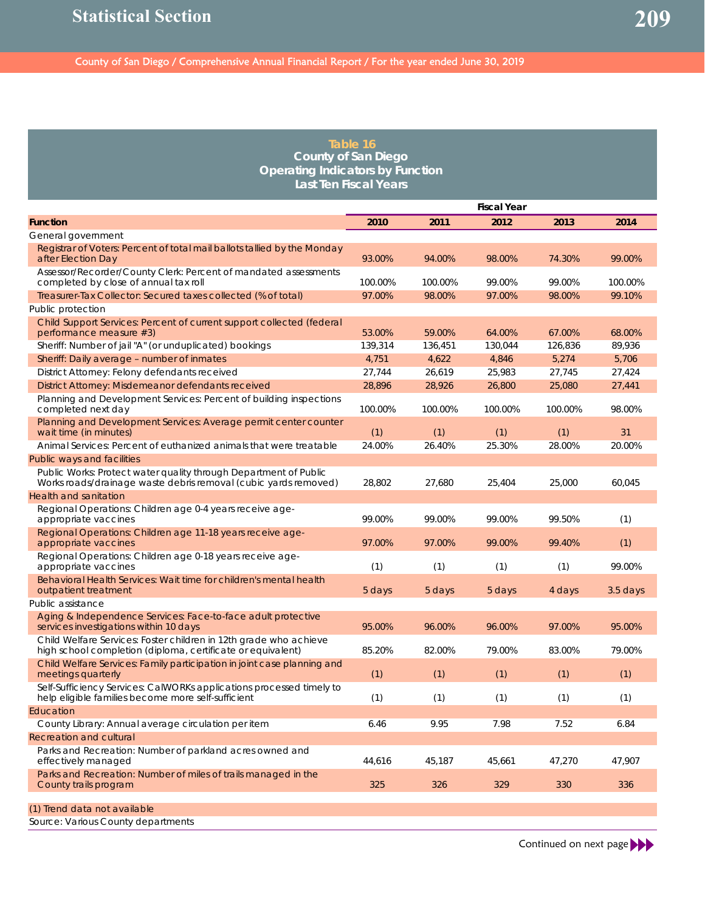## Table 16
## County of San Diego
## Operating Indicators by Function
## Last Ten Fiscal Years

| Function | Fiscal Year 2010 | 2011 | 2012 | 2013 | 2014 |
|---|---|---|---|---|---|
| **General government** | | | | | |
| Registrar of Voters: Percent of total mail ballots tallied by the Monday after Election Day | 93.00% | 94.00% | 98.00% | 74.30% | 99.00% |
| Assessor/Recorder/County Clerk: Percent of mandated assessments completed by close of annual tax roll | 100.00% | 100.00% | 99.00% | 99.00% | 100.00% |
| Treasurer-Tax Collector: Secured taxes collected (% of total) | 97.00% | 98.00% | 97.00% | 98.00% | 99.10% |
| **Public protection** | | | | | |
| Child Support Services: Percent of current support collected (federal performance measure #3) | 53.00% | 59.00% | 64.00% | 67.00% | 68.00% |
| Sheriff: Number of jail "A" (or unduplicated) bookings | 139,314 | 136,451 | 130,044 | 126,836 | 89,936 |
| Sheriff: Daily average – number of inmates | 4,751 | 4,622 | 4,846 | 5,274 | 5,706 |
| District Attorney: Felony defendants received | 27,744 | 26,619 | 25,983 | 27,745 | 27,424 |
| District Attorney: Misdemeanor defendants received | 28,896 | 28,926 | 26,800 | 25,080 | 27,441 |
| Planning and Development Services: Percent of building inspections completed next day | 100.00% | 100.00% | 100.00% | 100.00% | 98.00% |
| Planning and Development Services: Average permit center counter wait time (in minutes) | (1) | (1) | (1) | (1) | 31 |
| Animal Services: Percent of euthanized animals that were treatable | 24.00% | 26.40% | 25.30% | 28.00% | 20.00% |
| **Public ways and facilities** | | | | | |
| Public Works: Protect water quality through Department of Public Works roads/drainage waste debris removal (cubic yards removed) | 28,802 | 27,680 | 25,404 | 25,000 | 60,045 |
| **Health and sanitation** | | | | | |
| Regional Operations: Children age 0-4 years receive age-appropriate vaccines | 99.00% | 99.00% | 99.00% | 99.50% | (1) |
| Regional Operations: Children age 11-18 years receive age-appropriate vaccines | 97.00% | 97.00% | 99.00% | 99.40% | (1) |
| Regional Operations: Children age 0-18 years receive age-appropriate vaccines | (1) | (1) | (1) | (1) | 99.00% |
| Behavioral Health Services: Wait time for children's mental health outpatient treatment | 5 days | 5 days | 5 days | 4 days | 3.5 days |
| **Public assistance** | | | | | |
| Aging & Independence Services: Face-to-face adult protective services investigations within 10 days | 95.00% | 96.00% | 96.00% | 97.00% | 95.00% |
| Child Welfare Services: Foster children in 12th grade who achieve high school completion (diploma, certificate or equivalent) | 85.20% | 82.00% | 79.00% | 83.00% | 79.00% |
| Child Welfare Services: Family participation in joint case planning and meetings quarterly | (1) | (1) | (1) | (1) | (1) |
| Self-Sufficiency Services: CalWORKs applications processed timely to help eligible families become more self-sufficient | (1) | (1) | (1) | (1) | (1) |
| **Education** | | | | | |
| County Library: Annual average circulation per item | 6.46 | 9.95 | 7.98 | 7.52 | 6.84 |
| **Recreation and cultural** | | | | | |
| Parks and Recreation: Number of parkland acres owned and effectively managed | 44,616 | 45,187 | 45,661 | 47,270 | 47,907 |
| Parks and Recreation: Number of miles of trails managed in the County trails program | 325 | 326 | 329 | 330 | 336 |

(1) Trend data not available

Source: Various County departments

Continued on next page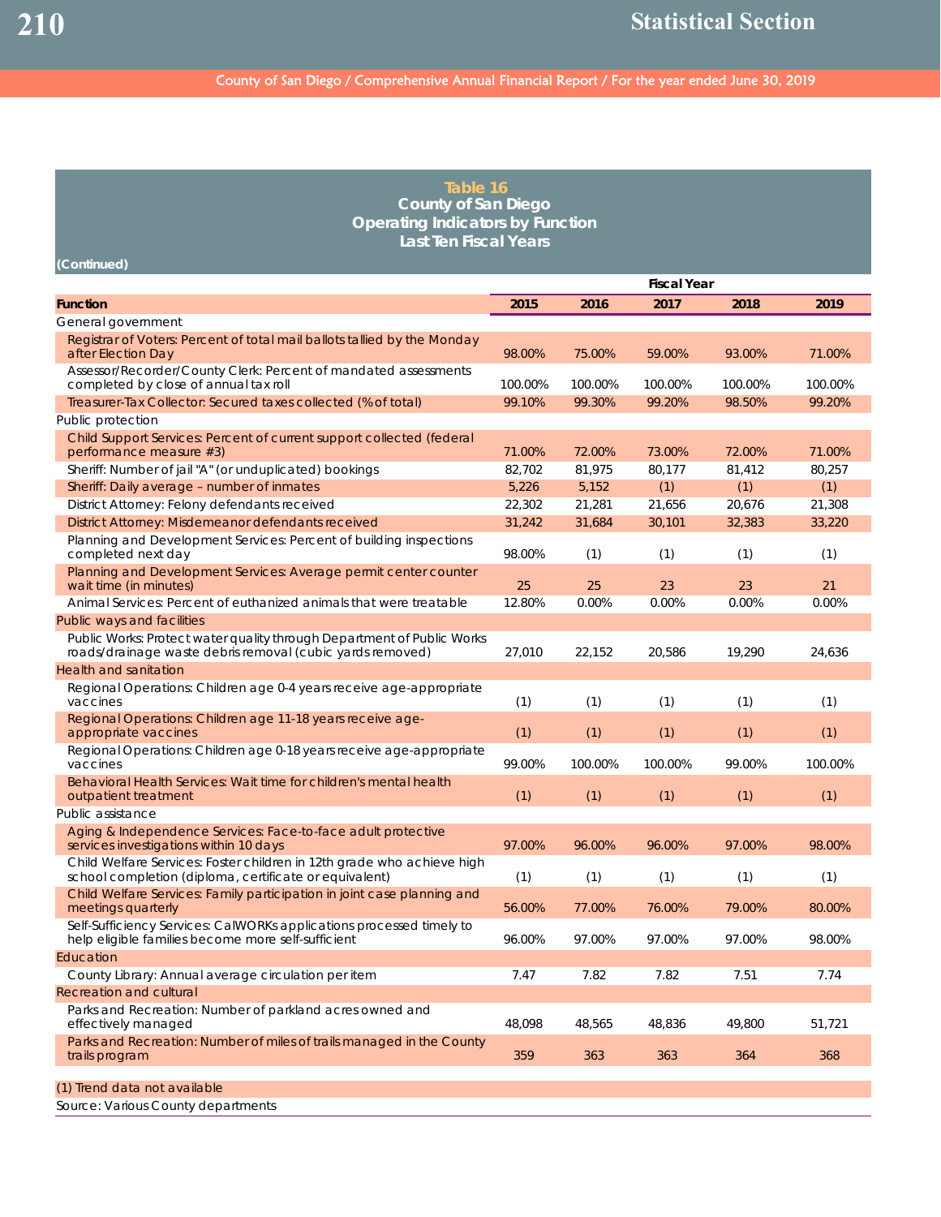## Table 16
## County of San Diego
## Operating Indicators by Function
## Last Ten Fiscal Years

**(Continued)**

| Function | Fiscal Year 2015 | 2016 | 2017 | 2018 | 2019 |
|---|---|---|---|---|---|
| General government | | | | | |
| Registrar of Voters: Percent of total mail ballots tallied by the Monday after Election Day | 98.00% | 75.00% | 59.00% | 93.00% | 71.00% |
| Assessor/Recorder/County Clerk: Percent of mandated assessments completed by close of annual tax roll | 100.00% | 100.00% | 100.00% | 100.00% | 100.00% |
| Treasurer-Tax Collector: Secured taxes collected (% of total) | 99.10% | 99.30% | 99.20% | 98.50% | 99.20% |
| Public protection | | | | | |
| Child Support Services: Percent of current support collected (federal performance measure #3) | 71.00% | 72.00% | 73.00% | 72.00% | 71.00% |
| Sheriff: Number of jail "A" (or unduplicated) bookings | 82,702 | 81,975 | 80,177 | 81,412 | 80,257 |
| Sheriff: Daily average – number of inmates | 5,226 | 5,152 | (1) | (1) | (1) |
| District Attorney: Felony defendants received | 22,302 | 21,281 | 21,656 | 20,676 | 21,308 |
| District Attorney: Misdemeanor defendants received | 31,242 | 31,684 | 30,101 | 32,383 | 33,220 |
| Planning and Development Services: Percent of building inspections completed next day | 98.00% | (1) | (1) | (1) | (1) |
| Planning and Development Services: Average permit center counter wait time (in minutes) | 25 | 25 | 23 | 23 | 21 |
| Animal Services: Percent of euthanized animals that were treatable | 12.80% | 0.00% | 0.00% | 0.00% | 0.00% |
| Public ways and facilities | | | | | |
| Public Works: Protect water quality through Department of Public Works roads/drainage waste debris removal (cubic yards removed) | 27,010 | 22,152 | 20,586 | 19,290 | 24,636 |
| Health and sanitation | | | | | |
| Regional Operations: Children age 0-4 years receive age-appropriate vaccines | (1) | (1) | (1) | (1) | (1) |
| Regional Operations: Children age 11-18 years receive age-appropriate vaccines | (1) | (1) | (1) | (1) | (1) |
| Regional Operations: Children age 0-18 years receive age-appropriate vaccines | 99.00% | 100.00% | 100.00% | 99.00% | 100.00% |
| Behavioral Health Services: Wait time for children's mental health outpatient treatment | (1) | (1) | (1) | (1) | (1) |
| Public assistance | | | | | |
| Aging & Independence Services: Face-to-face adult protective services investigations within 10 days | 97.00% | 96.00% | 96.00% | 97.00% | 98.00% |
| Child Welfare Services: Foster children in 12th grade who achieve high school completion (diploma, certificate or equivalent) | (1) | (1) | (1) | (1) | (1) |
| Child Welfare Services: Family participation in joint case planning and meetings quarterly | 56.00% | 77.00% | 76.00% | 79.00% | 80.00% |
| Self-Sufficiency Services: CalWORKs applications processed timely to help eligible families become more self-sufficient | 96.00% | 97.00% | 97.00% | 97.00% | 98.00% |
| Education | | | | | |
| County Library: Annual average circulation per item | 7.47 | 7.82 | 7.82 | 7.51 | 7.74 |
| Recreation and cultural | | | | | |
| Parks and Recreation: Number of parkland acres owned and effectively managed | 48,098 | 48,565 | 48,836 | 49,800 | 51,721 |
| Parks and Recreation: Number of miles of trails managed in the County trails program | 359 | 363 | 363 | 364 | 368 |

(1) Trend data not available

Source: Various County departments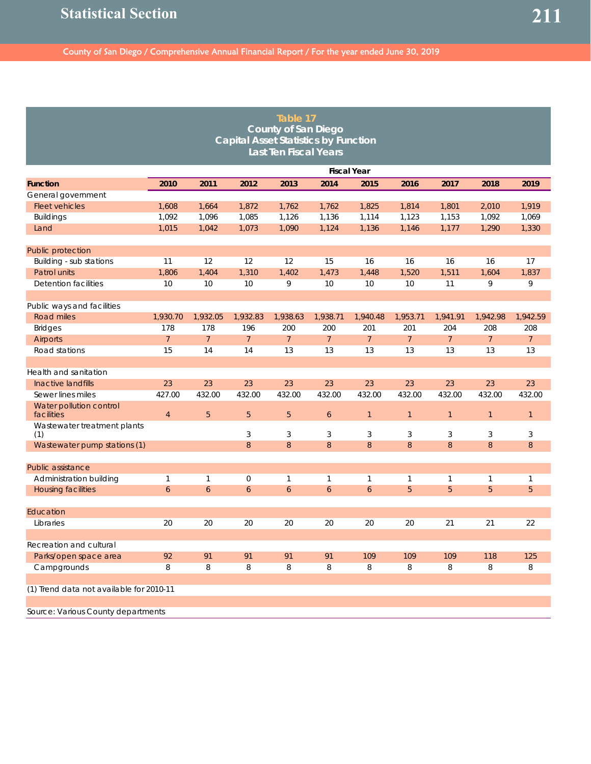# Table 17
## County of San Diego
## Capital Asset Statistics by Function
## Last Ten Fiscal Years

| Function | Fiscal Year | | | | | | | | | |
|---|---|---|---|---|---|---|---|---|---|---|
| | 2010 | 2011 | 2012 | 2013 | 2014 | 2015 | 2016 | 2017 | 2018 | 2019 |
| General government | | | | | | | | | | |
| Fleet vehicles | 1,608 | 1,664 | 1,872 | 1,762 | 1,762 | 1,825 | 1,814 | 1,801 | 2,010 | 1,919 |
| Buildings | 1,092 | 1,096 | 1,085 | 1,126 | 1,136 | 1,114 | 1,123 | 1,153 | 1,092 | 1,069 |
| Land | 1,015 | 1,042 | 1,073 | 1,090 | 1,124 | 1,136 | 1,146 | 1,177 | 1,290 | 1,330 |
| Public protection | | | | | | | | | | |
| Building - sub stations | 11 | 12 | 12 | 12 | 15 | 16 | 16 | 16 | 16 | 17 |
| Patrol units | 1,806 | 1,404 | 1,310 | 1,402 | 1,473 | 1,448 | 1,520 | 1,511 | 1,604 | 1,837 |
| Detention facilities | 10 | 10 | 10 | 9 | 10 | 10 | 10 | 11 | 9 | 9 |
| Public ways and facilities | | | | | | | | | | |
| Road miles | 1,930.70 | 1,932.05 | 1,932.83 | 1,938.63 | 1,938.71 | 1,940.48 | 1,953.71 | 1,941.91 | 1,942.98 | 1,942.59 |
| Bridges | 178 | 178 | 196 | 200 | 200 | 201 | 201 | 204 | 208 | 208 |
| Airports | 7 | 7 | 7 | 7 | 7 | 7 | 7 | 7 | 7 | 7 |
| Road stations | 15 | 14 | 14 | 13 | 13 | 13 | 13 | 13 | 13 | 13 |
| Health and sanitation | | | | | | | | | | |
| Inactive landfills | 23 | 23 | 23 | 23 | 23 | 23 | 23 | 23 | 23 | 23 |
| Sewer lines miles | 427.00 | 432.00 | 432.00 | 432.00 | 432.00 | 432.00 | 432.00 | 432.00 | 432.00 | 432.00 |
| Water pollution control facilities | 4 | 5 | 5 | 5 | 6 | 1 | 1 | 1 | 1 | 1 |
| Wastewater treatment plants (1) | | | 3 | 3 | 3 | 3 | 3 | 3 | 3 | 3 |
| Wastewater pump stations (1) | | | 8 | 8 | 8 | 8 | 8 | 8 | 8 | 8 |
| Public assistance | | | | | | | | | | |
| Administration building | 1 | 1 | 0 | 1 | 1 | 1 | 1 | 1 | 1 | 1 |
| Housing facilities | 6 | 6 | 6 | 6 | 6 | 6 | 5 | 5 | 5 | 5 |
| Education | | | | | | | | | | |
| Libraries | 20 | 20 | 20 | 20 | 20 | 20 | 20 | 21 | 21 | 22 |
| Recreation and cultural | | | | | | | | | | |
| Parks/open space area | 92 | 91 | 91 | 91 | 91 | 109 | 109 | 109 | 118 | 125 |
| Campgrounds | 8 | 8 | 8 | 8 | 8 | 8 | 8 | 8 | 8 | 8 |

(1) Trend data not available for 2010-11

Source: Various County departments